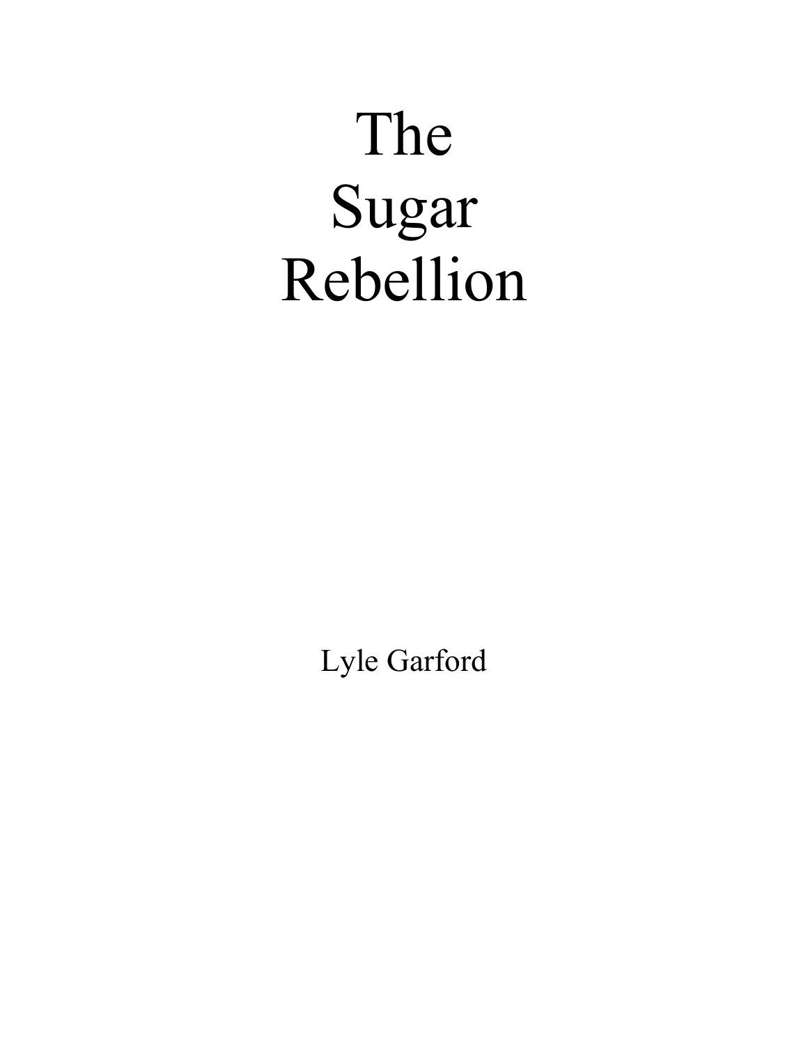# The Sugar Rebellion

Lyle Garford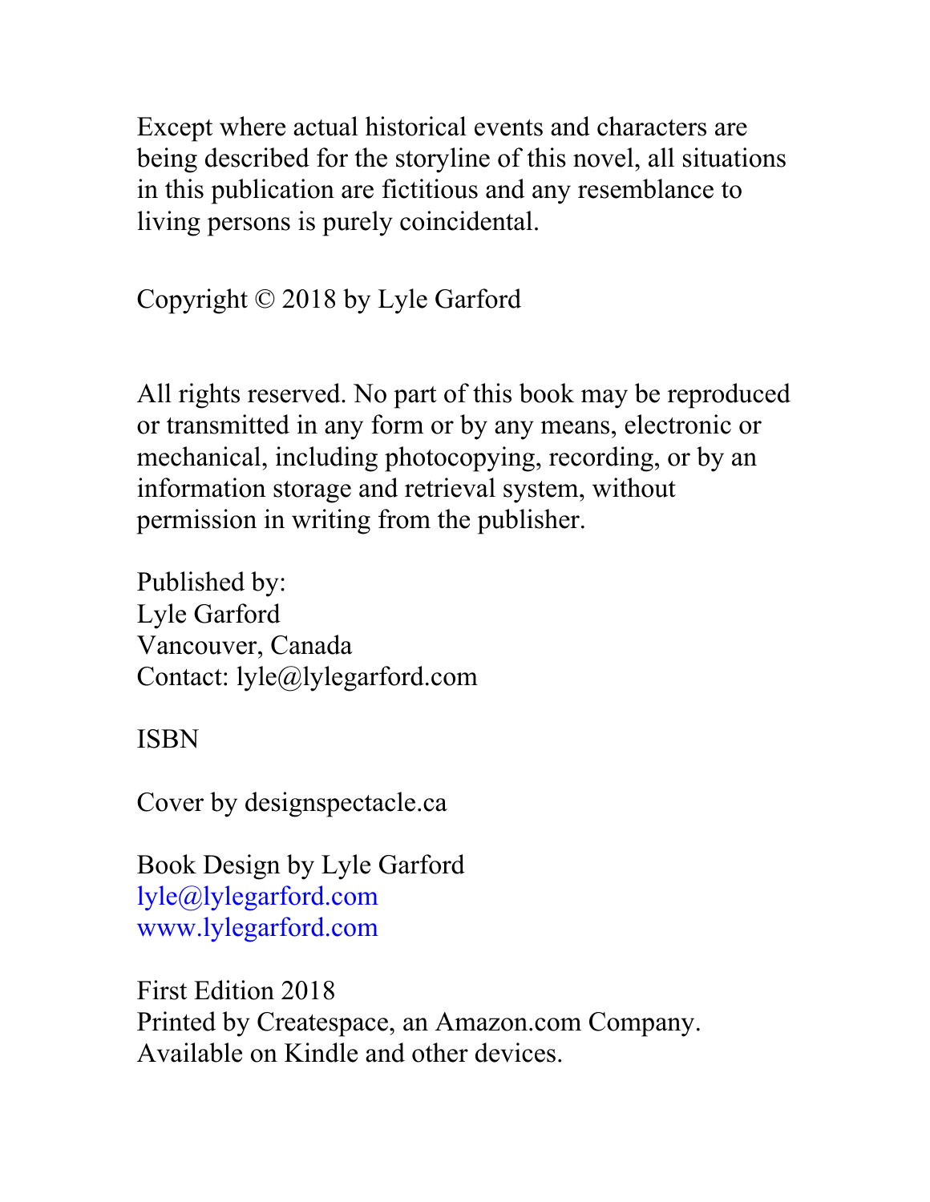Except where actual historical events and characters are being described for the storyline of this novel, all situations in this publication are fictitious and any resemblance to living persons is purely coincidental.

Copyright © 2018 by Lyle Garford

All rights reserved. No part of this book may be reproduced or transmitted in any form or by any means, electronic or mechanical, including photocopying, recording, or by an information storage and retrieval system, without permission in writing from the publisher.

Published by:
Lyle Garford
Vancouver, Canada
Contact: lyle@lylegarford.com

ISBN

Cover by designspectacle.ca

Book Design by Lyle Garford
lyle@lylegarford.com
www.lylegarford.com

First Edition 2018
Printed by Createspace, an Amazon.com Company.
Available on Kindle and other devices.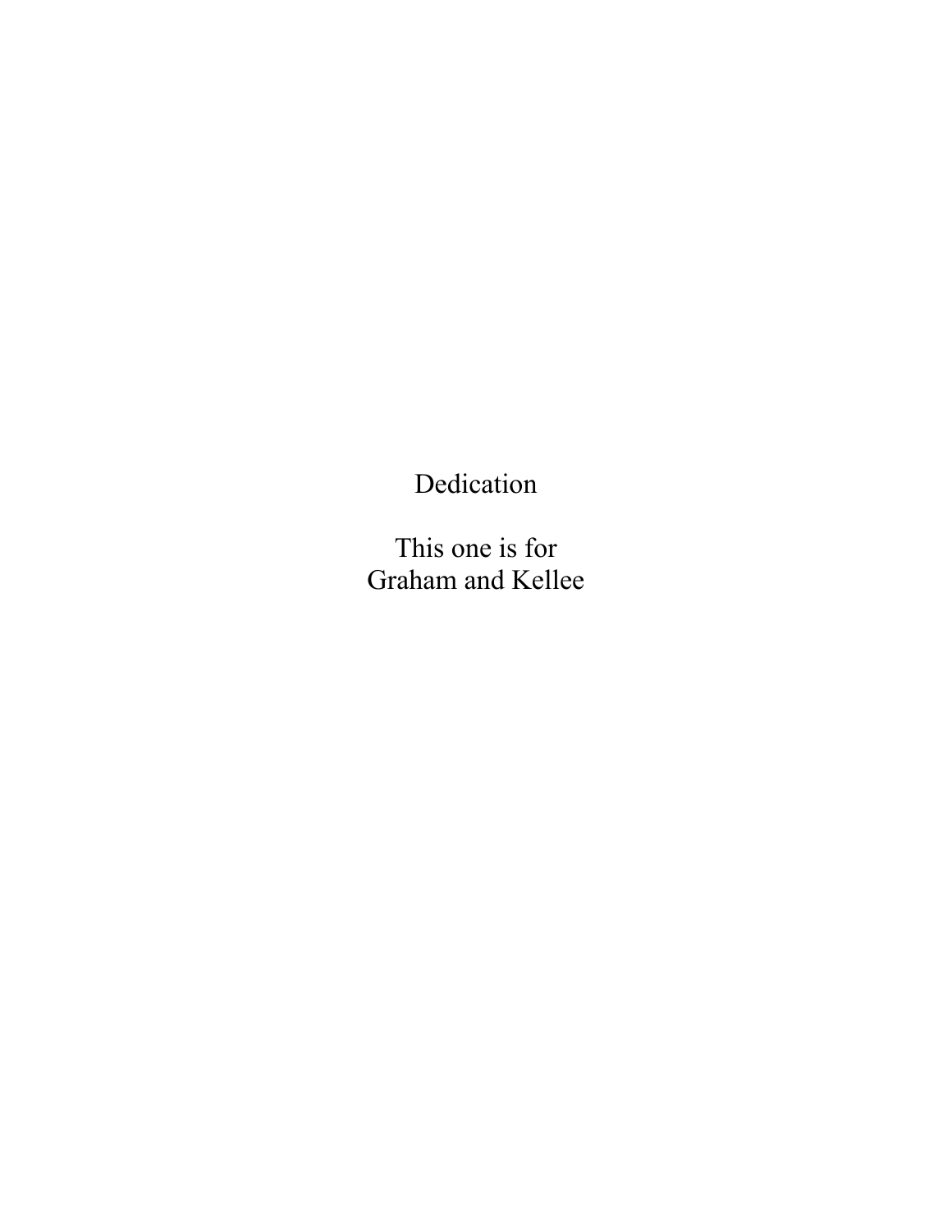# Dedication

This one is for
Graham and Kellee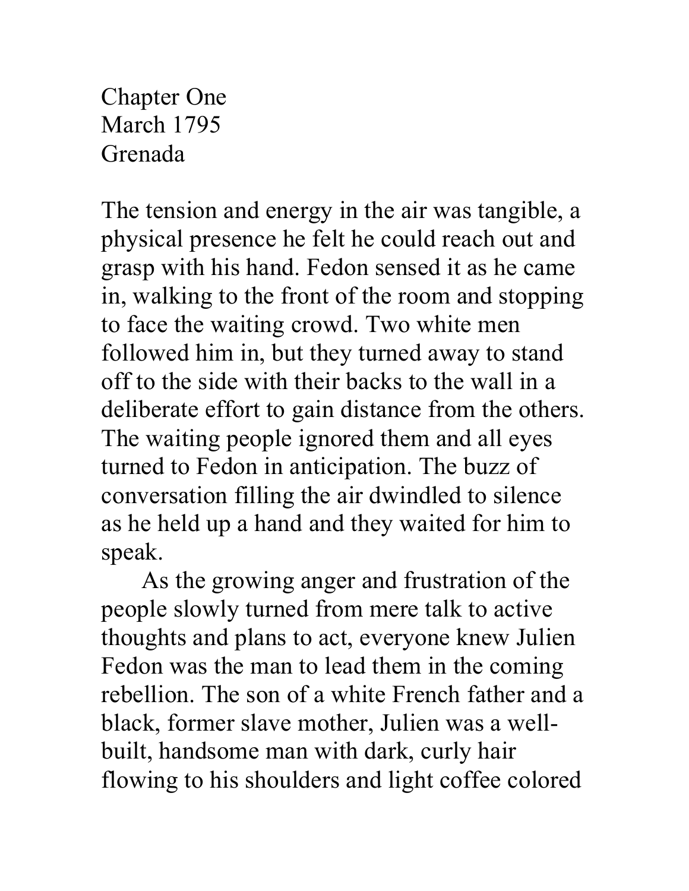# Chapter One

March 1795
Grenada

The tension and energy in the air was tangible, a physical presence he felt he could reach out and grasp with his hand. Fedon sensed it as he came in, walking to the front of the room and stopping to face the waiting crowd. Two white men followed him in, but they turned away to stand off to the side with their backs to the wall in a deliberate effort to gain distance from the others. The waiting people ignored them and all eyes turned to Fedon in anticipation. The buzz of conversation filling the air dwindled to silence as he held up a hand and they waited for him to speak.

As the growing anger and frustration of the people slowly turned from mere talk to active thoughts and plans to act, everyone knew Julien Fedon was the man to lead them in the coming rebellion. The son of a white French father and a black, former slave mother, Julien was a well-built, handsome man with dark, curly hair flowing to his shoulders and light coffee colored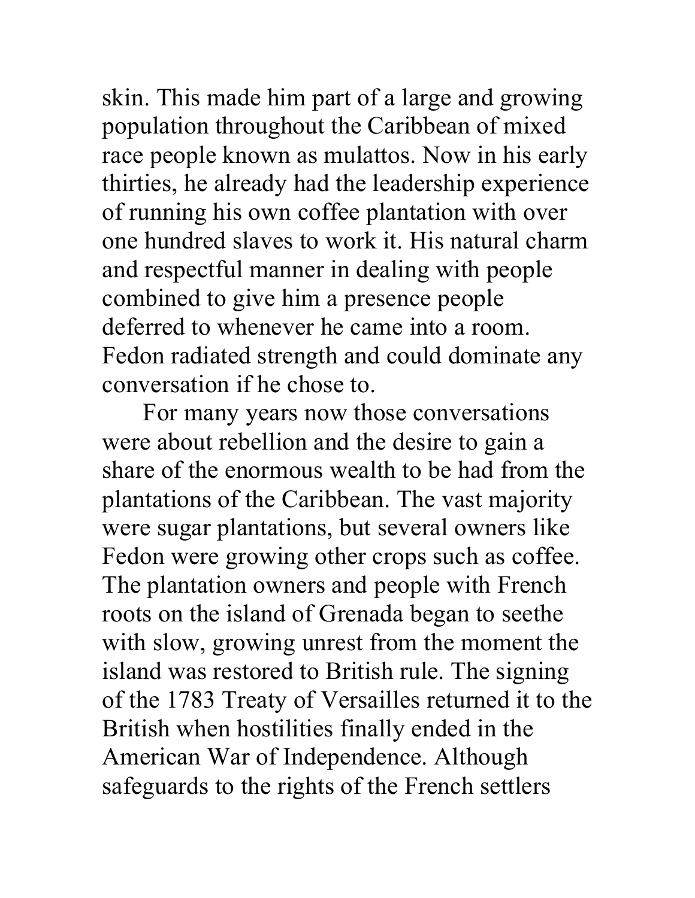skin. This made him part of a large and growing population throughout the Caribbean of mixed race people known as mulattos. Now in his early thirties, he already had the leadership experience of running his own coffee plantation with over one hundred slaves to work it. His natural charm and respectful manner in dealing with people combined to give him a presence people deferred to whenever he came into a room. Fedon radiated strength and could dominate any conversation if he chose to.

For many years now those conversations were about rebellion and the desire to gain a share of the enormous wealth to be had from the plantations of the Caribbean. The vast majority were sugar plantations, but several owners like Fedon were growing other crops such as coffee. The plantation owners and people with French roots on the island of Grenada began to seethe with slow, growing unrest from the moment the island was restored to British rule. The signing of the 1783 Treaty of Versailles returned it to the British when hostilities finally ended in the American War of Independence. Although safeguards to the rights of the French settlers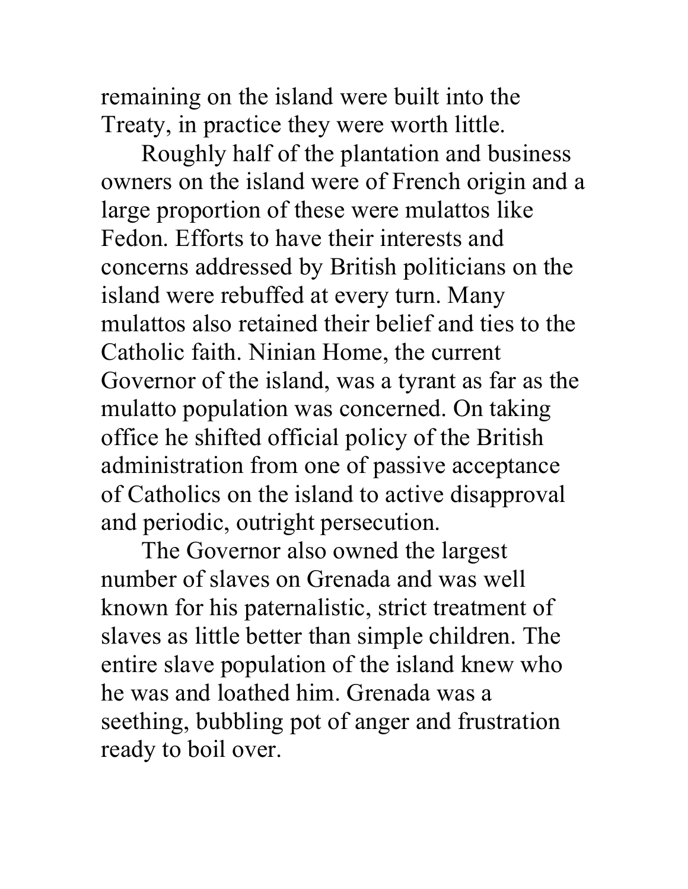remaining on the island were built into the Treaty, in practice they were worth little.

Roughly half of the plantation and business owners on the island were of French origin and a large proportion of these were mulattos like Fedon. Efforts to have their interests and concerns addressed by British politicians on the island were rebuffed at every turn. Many mulattos also retained their belief and ties to the Catholic faith. Ninian Home, the current Governor of the island, was a tyrant as far as the mulatto population was concerned. On taking office he shifted official policy of the British administration from one of passive acceptance of Catholics on the island to active disapproval and periodic, outright persecution.

The Governor also owned the largest number of slaves on Grenada and was well known for his paternalistic, strict treatment of slaves as little better than simple children. The entire slave population of the island knew who he was and loathed him. Grenada was a seething, bubbling pot of anger and frustration ready to boil over.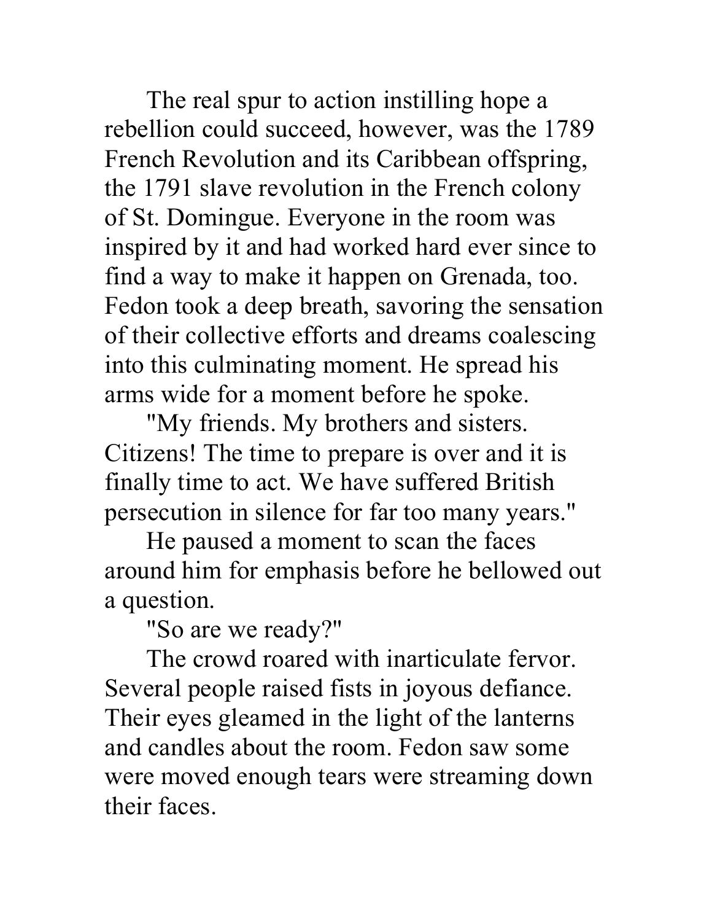The real spur to action instilling hope a rebellion could succeed, however, was the 1789 French Revolution and its Caribbean offspring, the 1791 slave revolution in the French colony of St. Domingue. Everyone in the room was inspired by it and had worked hard ever since to find a way to make it happen on Grenada, too. Fedon took a deep breath, savoring the sensation of their collective efforts and dreams coalescing into this culminating moment. He spread his arms wide for a moment before he spoke.

"My friends. My brothers and sisters. Citizens! The time to prepare is over and it is finally time to act. We have suffered British persecution in silence for far too many years."

He paused a moment to scan the faces around him for emphasis before he bellowed out a question.

"So are we ready?"

The crowd roared with inarticulate fervor. Several people raised fists in joyous defiance. Their eyes gleamed in the light of the lanterns and candles about the room. Fedon saw some were moved enough tears were streaming down their faces.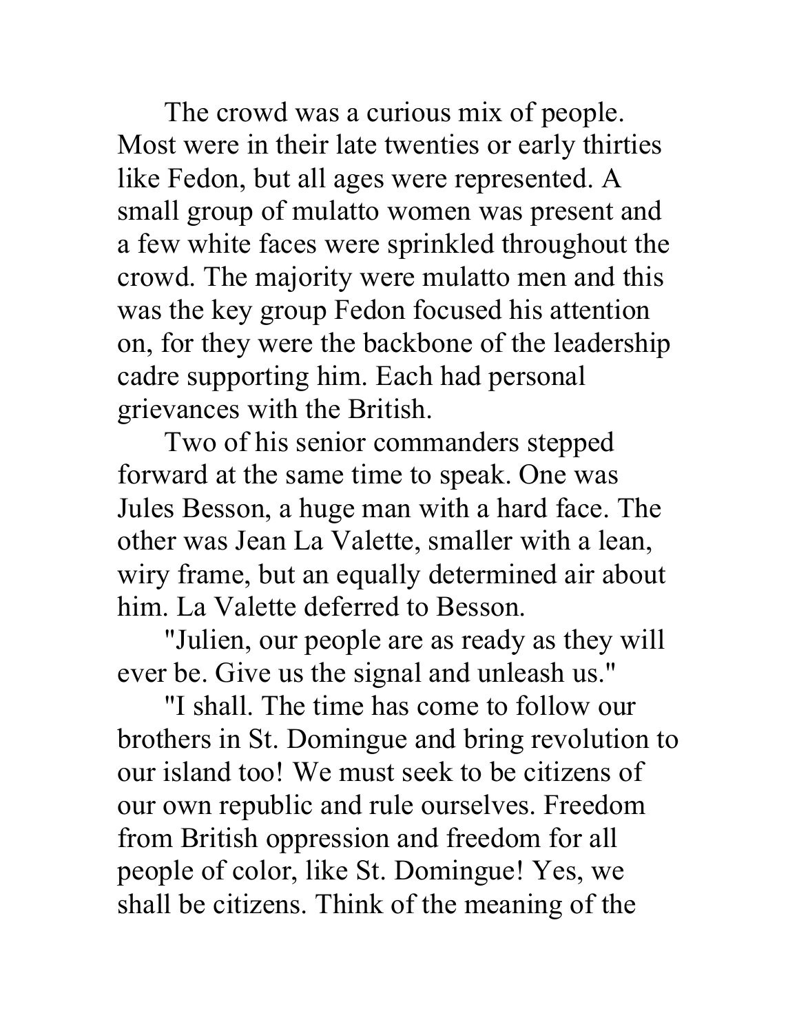The crowd was a curious mix of people. Most were in their late twenties or early thirties like Fedon, but all ages were represented. A small group of mulatto women was present and a few white faces were sprinkled throughout the crowd. The majority were mulatto men and this was the key group Fedon focused his attention on, for they were the backbone of the leadership cadre supporting him. Each had personal grievances with the British.

Two of his senior commanders stepped forward at the same time to speak. One was Jules Besson, a huge man with a hard face. The other was Jean La Valette, smaller with a lean, wiry frame, but an equally determined air about him. La Valette deferred to Besson.

"Julien, our people are as ready as they will ever be. Give us the signal and unleash us."

"I shall. The time has come to follow our brothers in St. Domingue and bring revolution to our island too! We must seek to be citizens of our own republic and rule ourselves. Freedom from British oppression and freedom for all people of color, like St. Domingue! Yes, we shall be citizens. Think of the meaning of the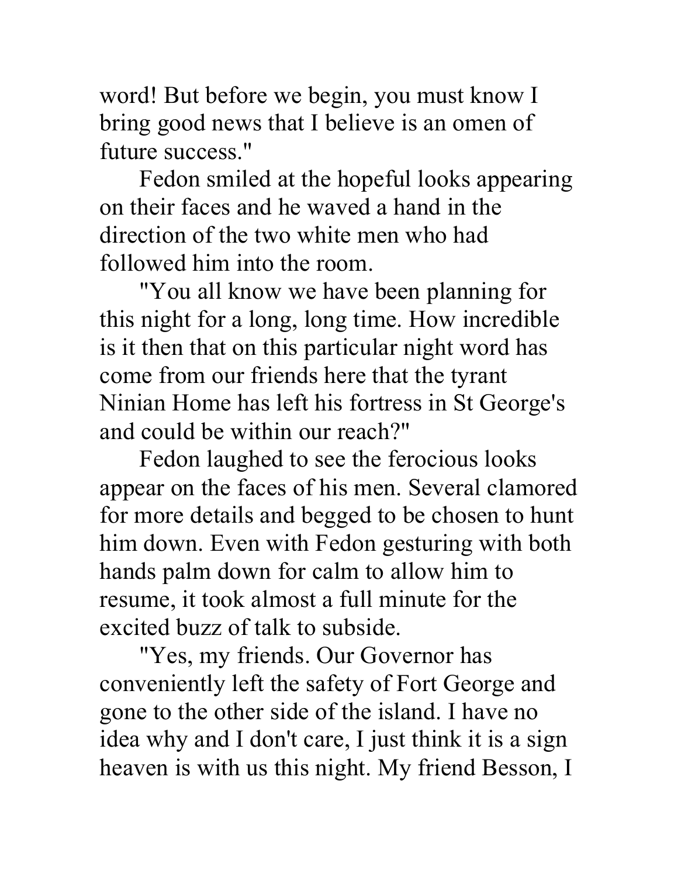word! But before we begin, you must know I bring good news that I believe is an omen of future success."

Fedon smiled at the hopeful looks appearing on their faces and he waved a hand in the direction of the two white men who had followed him into the room.

"You all know we have been planning for this night for a long, long time. How incredible is it then that on this particular night word has come from our friends here that the tyrant Ninian Home has left his fortress in St George's and could be within our reach?"

Fedon laughed to see the ferocious looks appear on the faces of his men. Several clamored for more details and begged to be chosen to hunt him down. Even with Fedon gesturing with both hands palm down for calm to allow him to resume, it took almost a full minute for the excited buzz of talk to subside.

"Yes, my friends. Our Governor has conveniently left the safety of Fort George and gone to the other side of the island. I have no idea why and I don't care, I just think it is a sign heaven is with us this night. My friend Besson, I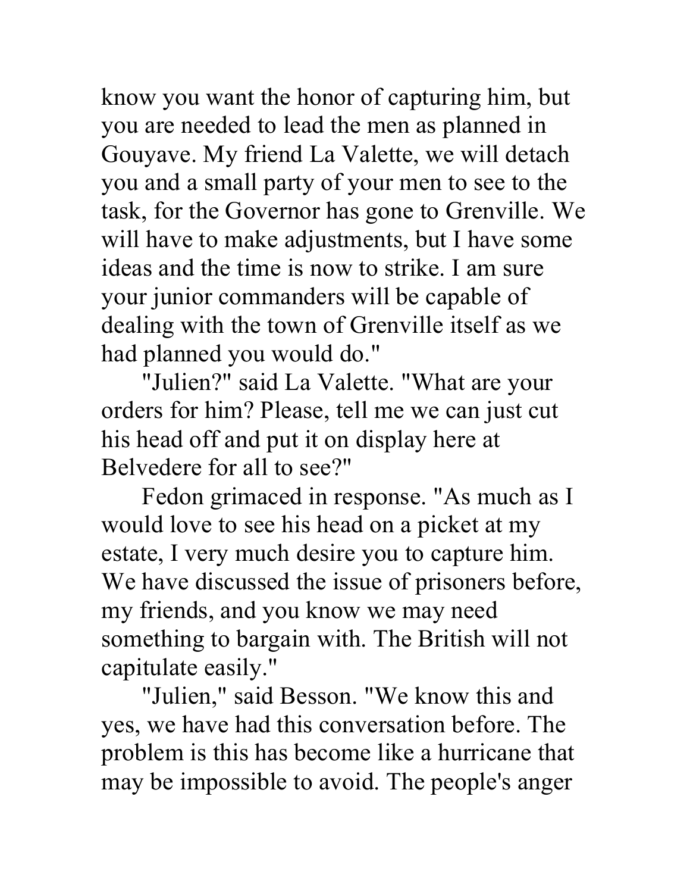know you want the honor of capturing him, but you are needed to lead the men as planned in Gouyave. My friend La Valette, we will detach you and a small party of your men to see to the task, for the Governor has gone to Grenville. We will have to make adjustments, but I have some ideas and the time is now to strike. I am sure your junior commanders will be capable of dealing with the town of Grenville itself as we had planned you would do."

"Julien?" said La Valette. "What are your orders for him? Please, tell me we can just cut his head off and put it on display here at Belvedere for all to see?"

Fedon grimaced in response. "As much as I would love to see his head on a picket at my estate, I very much desire you to capture him. We have discussed the issue of prisoners before, my friends, and you know we may need something to bargain with. The British will not capitulate easily."

"Julien," said Besson. "We know this and yes, we have had this conversation before. The problem is this has become like a hurricane that may be impossible to avoid. The people's anger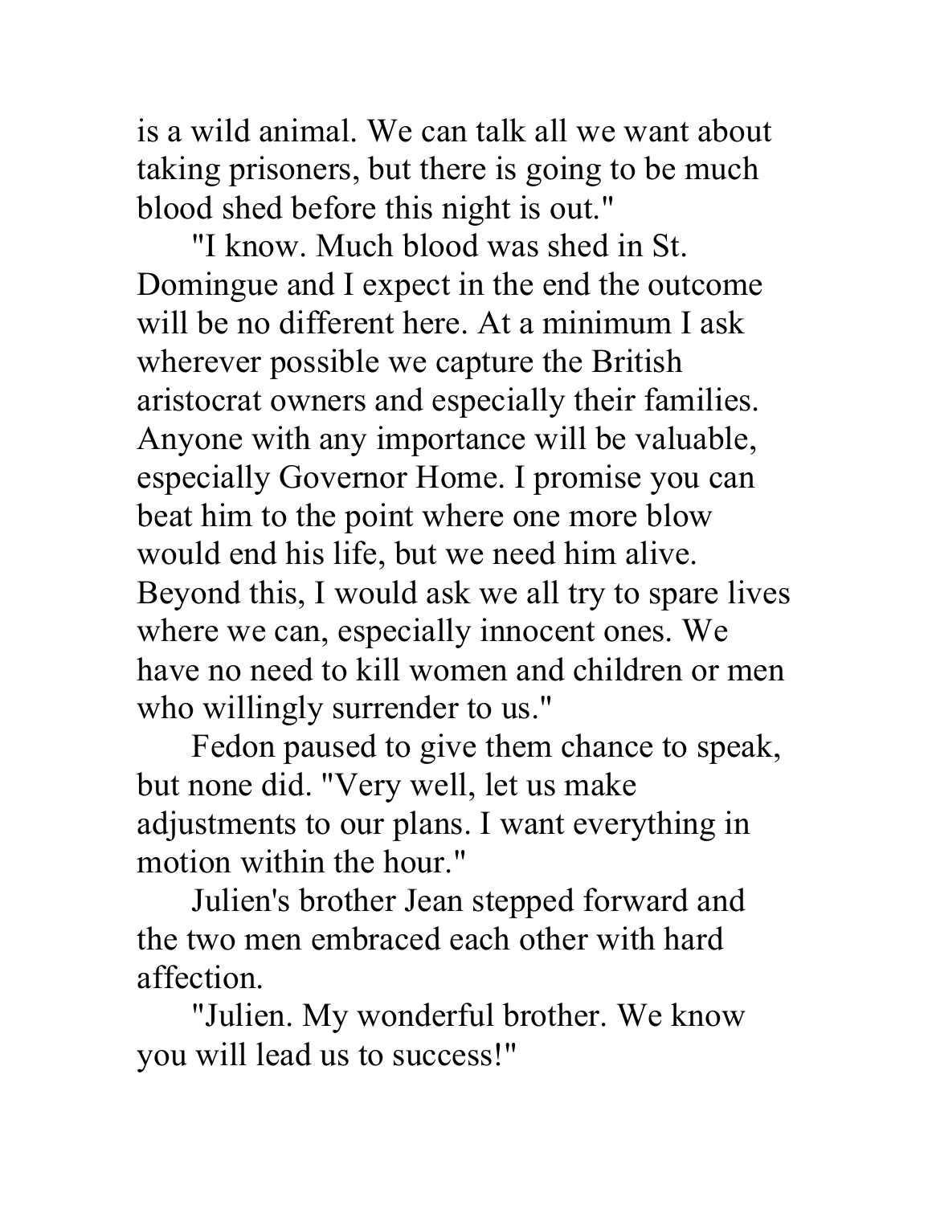is a wild animal. We can talk all we want about taking prisoners, but there is going to be much blood shed before this night is out."

"I know. Much blood was shed in St. Domingue and I expect in the end the outcome will be no different here. At a minimum I ask wherever possible we capture the British aristocrat owners and especially their families. Anyone with any importance will be valuable, especially Governor Home. I promise you can beat him to the point where one more blow would end his life, but we need him alive. Beyond this, I would ask we all try to spare lives where we can, especially innocent ones. We have no need to kill women and children or men who willingly surrender to us."

Fedon paused to give them chance to speak, but none did. "Very well, let us make adjustments to our plans. I want everything in motion within the hour."

Julien's brother Jean stepped forward and the two men embraced each other with hard affection.

"Julien. My wonderful brother. We know you will lead us to success!"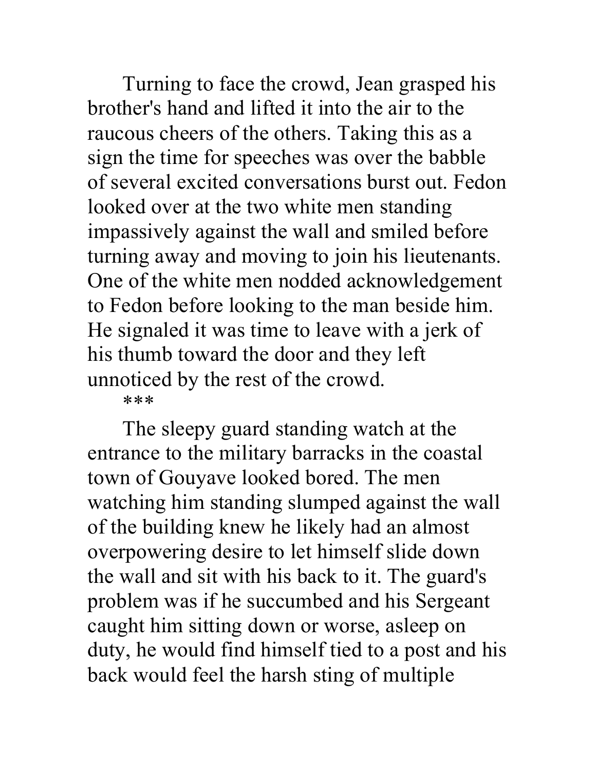Turning to face the crowd, Jean grasped his brother's hand and lifted it into the air to the raucous cheers of the others. Taking this as a sign the time for speeches was over the babble of several excited conversations burst out. Fedon looked over at the two white men standing impassively against the wall and smiled before turning away and moving to join his lieutenants. One of the white men nodded acknowledgement to Fedon before looking to the man beside him. He signaled it was time to leave with a jerk of his thumb toward the door and they left unnoticed by the rest of the crowd.

***

The sleepy guard standing watch at the entrance to the military barracks in the coastal town of Gouyave looked bored. The men watching him standing slumped against the wall of the building knew he likely had an almost overpowering desire to let himself slide down the wall and sit with his back to it. The guard's problem was if he succumbed and his Sergeant caught him sitting down or worse, asleep on duty, he would find himself tied to a post and his back would feel the harsh sting of multiple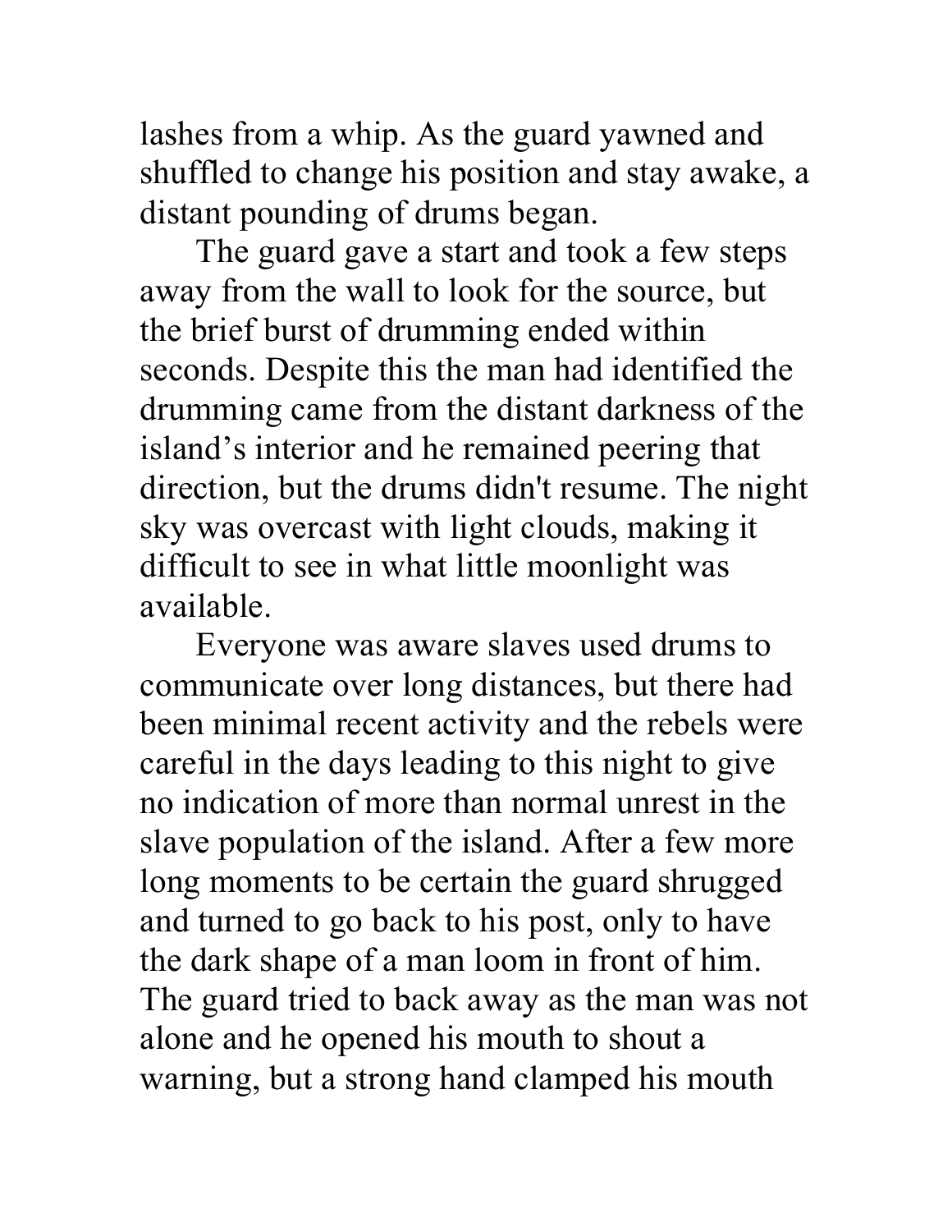lashes from a whip. As the guard yawned and shuffled to change his position and stay awake, a distant pounding of drums began.

The guard gave a start and took a few steps away from the wall to look for the source, but the brief burst of drumming ended within seconds. Despite this the man had identified the drumming came from the distant darkness of the island's interior and he remained peering that direction, but the drums didn't resume. The night sky was overcast with light clouds, making it difficult to see in what little moonlight was available.

Everyone was aware slaves used drums to communicate over long distances, but there had been minimal recent activity and the rebels were careful in the days leading to this night to give no indication of more than normal unrest in the slave population of the island. After a few more long moments to be certain the guard shrugged and turned to go back to his post, only to have the dark shape of a man loom in front of him. The guard tried to back away as the man was not alone and he opened his mouth to shout a warning, but a strong hand clamped his mouth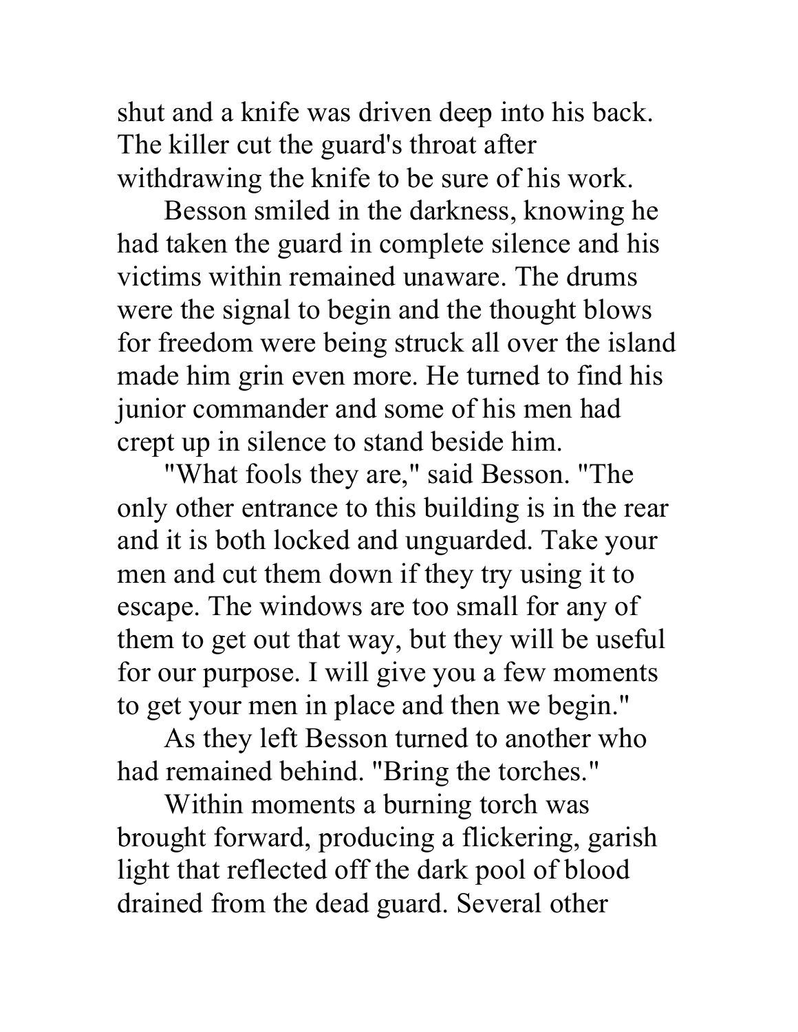shut and a knife was driven deep into his back. The killer cut the guard's throat after withdrawing the knife to be sure of his work.

Besson smiled in the darkness, knowing he had taken the guard in complete silence and his victims within remained unaware. The drums were the signal to begin and the thought blows for freedom were being struck all over the island made him grin even more. He turned to find his junior commander and some of his men had crept up in silence to stand beside him.

"What fools they are," said Besson. "The only other entrance to this building is in the rear and it is both locked and unguarded. Take your men and cut them down if they try using it to escape. The windows are too small for any of them to get out that way, but they will be useful for our purpose. I will give you a few moments to get your men in place and then we begin."

As they left Besson turned to another who had remained behind. "Bring the torches."

Within moments a burning torch was brought forward, producing a flickering, garish light that reflected off the dark pool of blood drained from the dead guard. Several other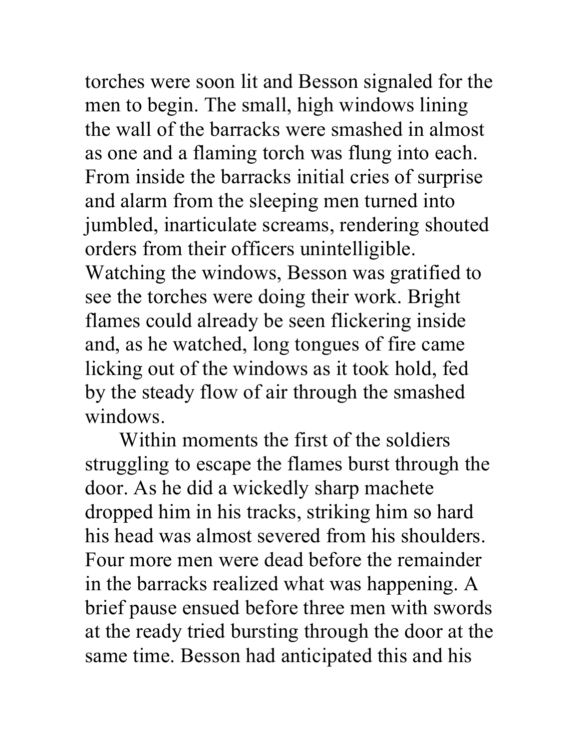torches were soon lit and Besson signaled for the men to begin. The small, high windows lining the wall of the barracks were smashed in almost as one and a flaming torch was flung into each. From inside the barracks initial cries of surprise and alarm from the sleeping men turned into jumbled, inarticulate screams, rendering shouted orders from their officers unintelligible. Watching the windows, Besson was gratified to see the torches were doing their work. Bright flames could already be seen flickering inside and, as he watched, long tongues of fire came licking out of the windows as it took hold, fed by the steady flow of air through the smashed windows.

Within moments the first of the soldiers struggling to escape the flames burst through the door. As he did a wickedly sharp machete dropped him in his tracks, striking him so hard his head was almost severed from his shoulders. Four more men were dead before the remainder in the barracks realized what was happening. A brief pause ensued before three men with swords at the ready tried bursting through the door at the same time. Besson had anticipated this and his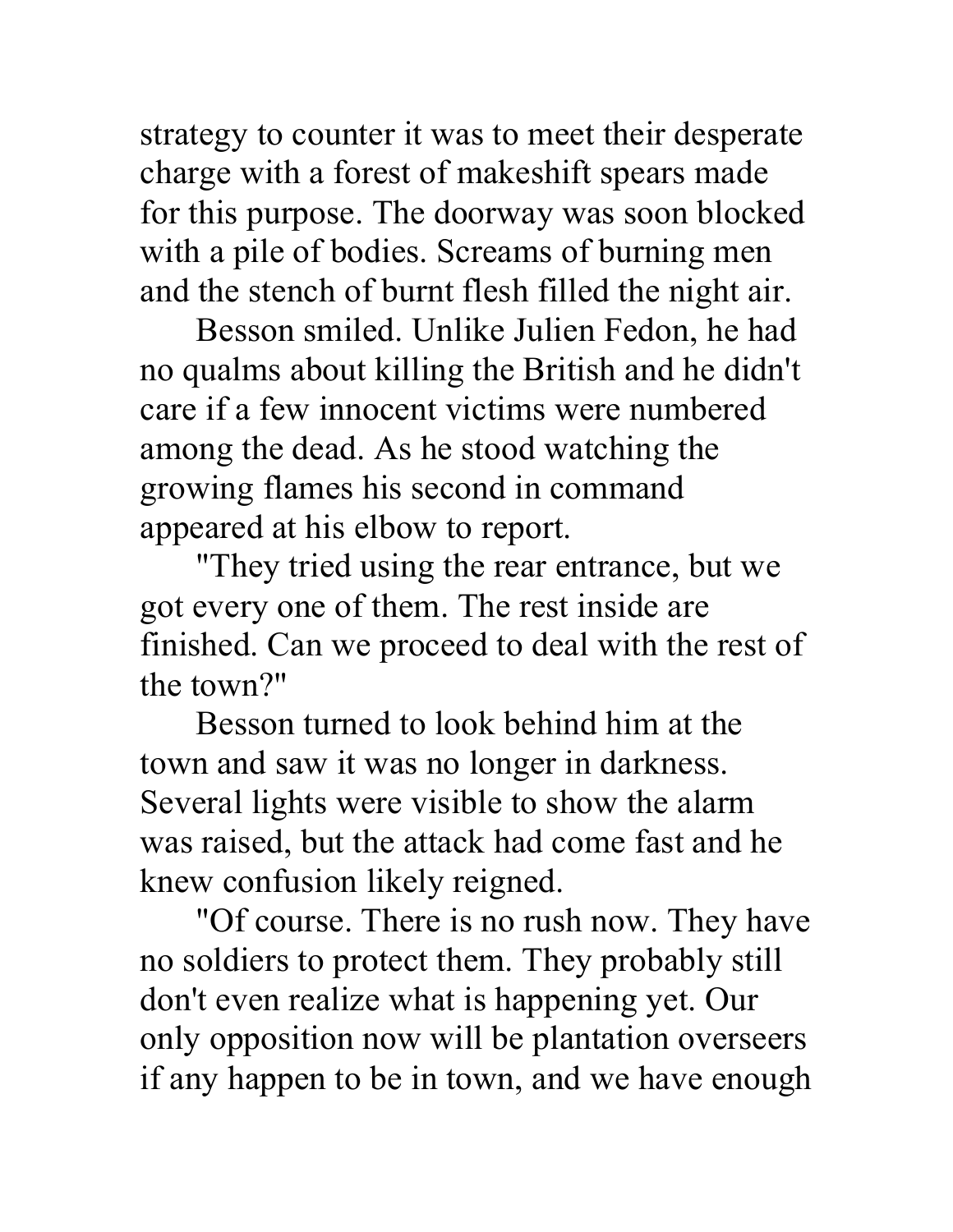strategy to counter it was to meet their desperate charge with a forest of makeshift spears made for this purpose. The doorway was soon blocked with a pile of bodies. Screams of burning men and the stench of burnt flesh filled the night air.

Besson smiled. Unlike Julien Fedon, he had no qualms about killing the British and he didn't care if a few innocent victims were numbered among the dead. As he stood watching the growing flames his second in command appeared at his elbow to report.

"They tried using the rear entrance, but we got every one of them. The rest inside are finished. Can we proceed to deal with the rest of the town?"

Besson turned to look behind him at the town and saw it was no longer in darkness. Several lights were visible to show the alarm was raised, but the attack had come fast and he knew confusion likely reigned.

"Of course. There is no rush now. They have no soldiers to protect them. They probably still don't even realize what is happening yet. Our only opposition now will be plantation overseers if any happen to be in town, and we have enough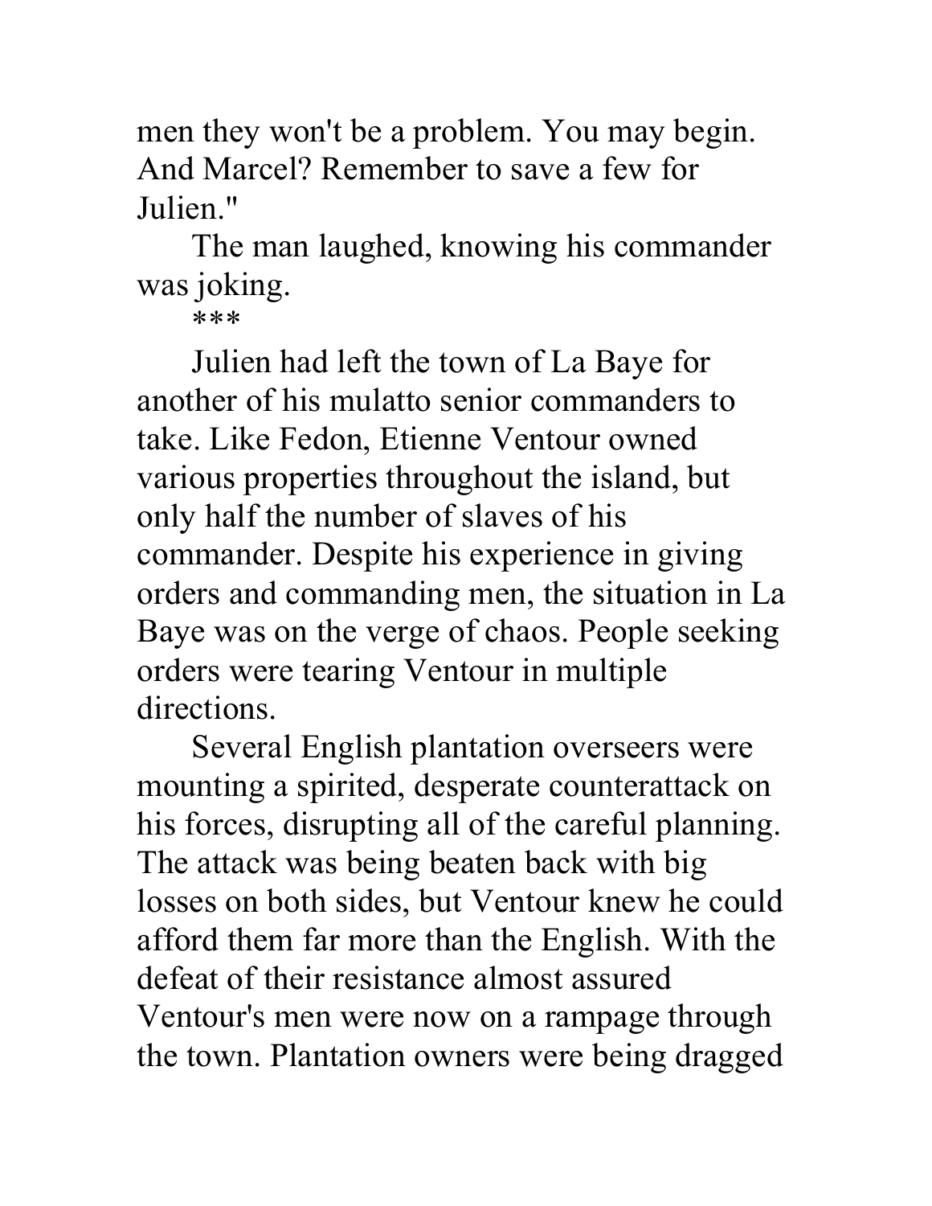men they won't be a problem. You may begin. And Marcel? Remember to save a few for Julien."

The man laughed, knowing his commander was joking.

***

Julien had left the town of La Baye for another of his mulatto senior commanders to take. Like Fedon, Etienne Ventour owned various properties throughout the island, but only half the number of slaves of his commander. Despite his experience in giving orders and commanding men, the situation in La Baye was on the verge of chaos. People seeking orders were tearing Ventour in multiple directions.

Several English plantation overseers were mounting a spirited, desperate counterattack on his forces, disrupting all of the careful planning. The attack was being beaten back with big losses on both sides, but Ventour knew he could afford them far more than the English. With the defeat of their resistance almost assured Ventour's men were now on a rampage through the town. Plantation owners were being dragged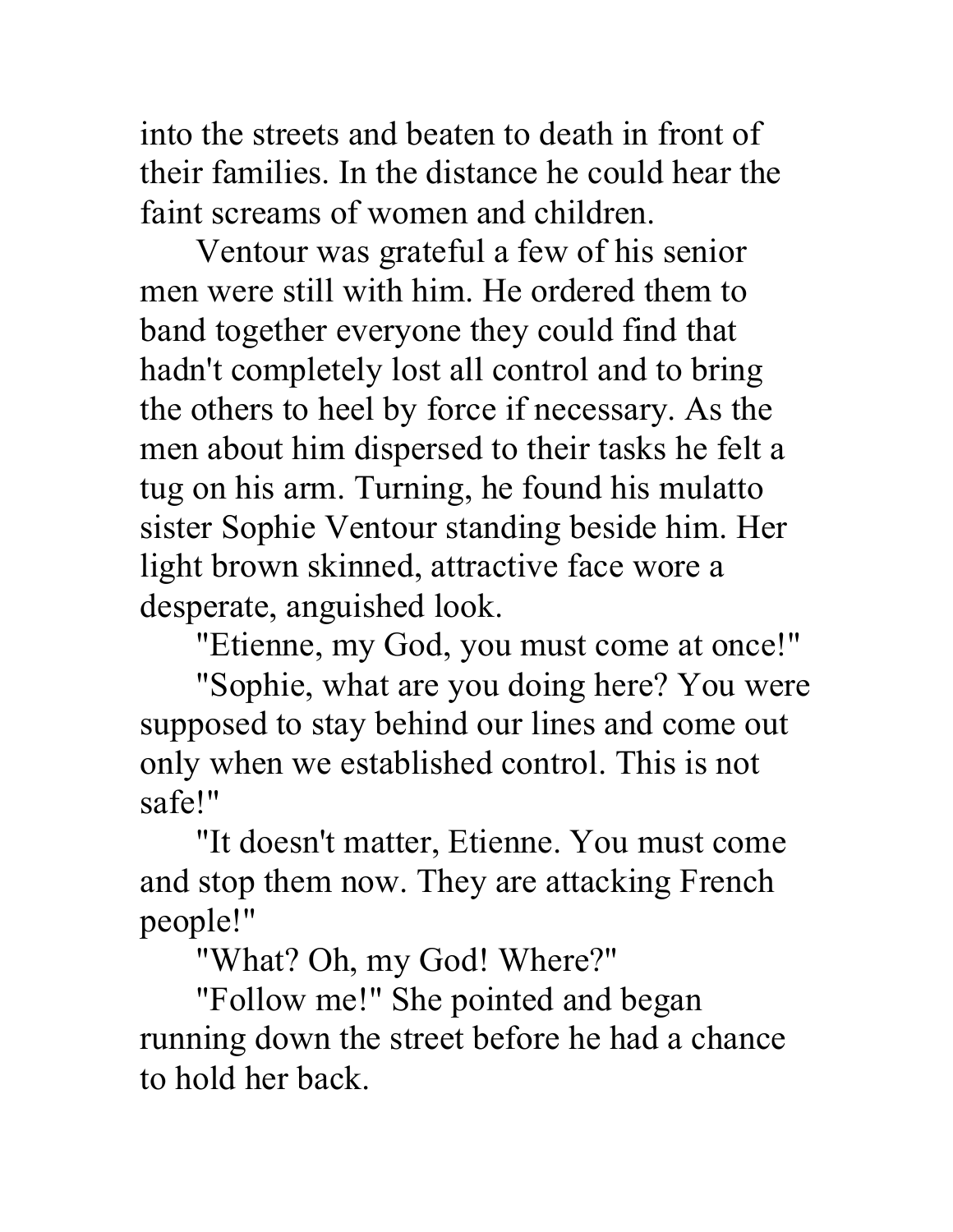into the streets and beaten to death in front of their families. In the distance he could hear the faint screams of women and children.

Ventour was grateful a few of his senior men were still with him. He ordered them to band together everyone they could find that hadn't completely lost all control and to bring the others to heel by force if necessary. As the men about him dispersed to their tasks he felt a tug on his arm. Turning, he found his mulatto sister Sophie Ventour standing beside him. Her light brown skinned, attractive face wore a desperate, anguished look.

"Etienne, my God, you must come at once!"

"Sophie, what are you doing here? You were supposed to stay behind our lines and come out only when we established control. This is not safe!"

"It doesn't matter, Etienne. You must come and stop them now. They are attacking French people!"

"What? Oh, my God! Where?"

"Follow me!" She pointed and began running down the street before he had a chance to hold her back.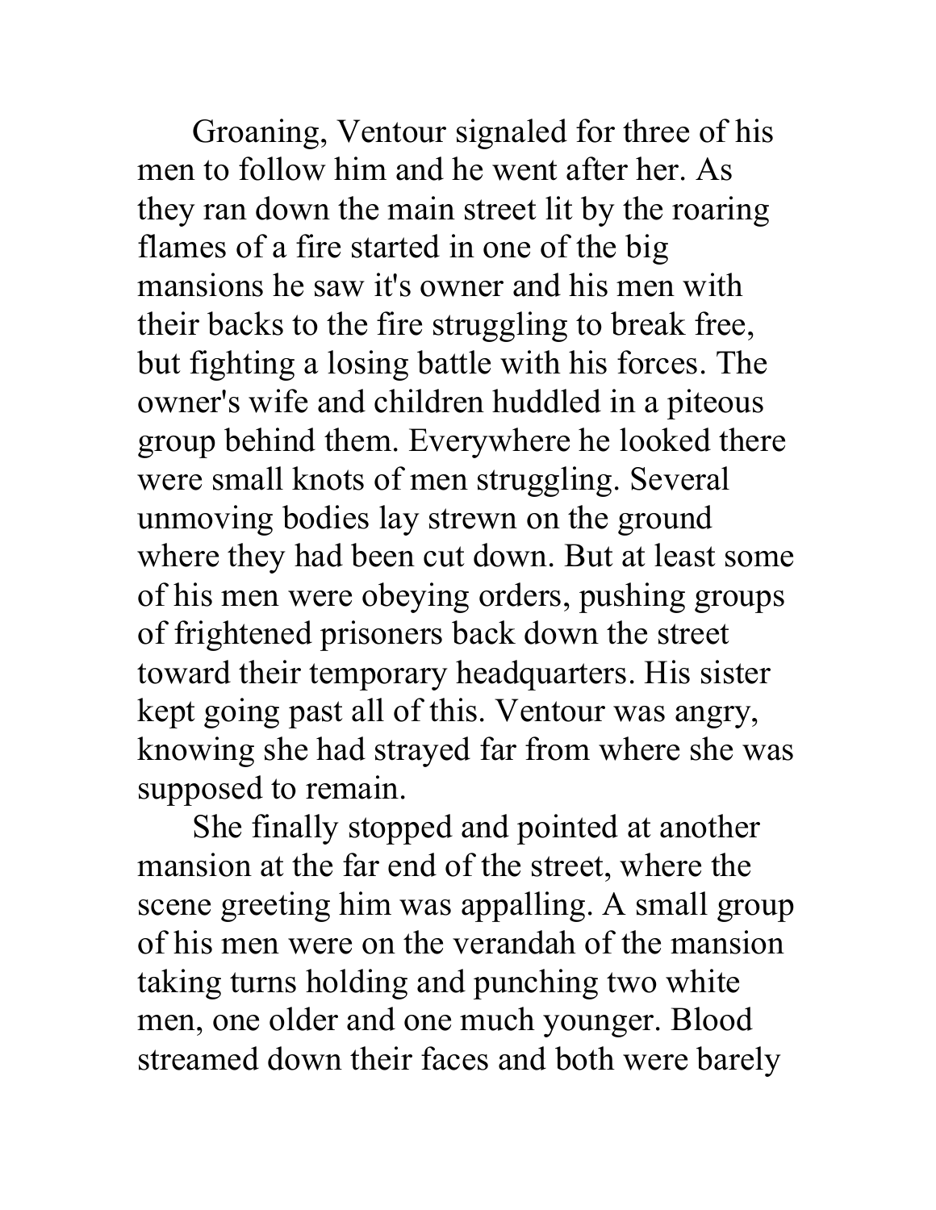Groaning, Ventour signaled for three of his men to follow him and he went after her. As they ran down the main street lit by the roaring flames of a fire started in one of the big mansions he saw it's owner and his men with their backs to the fire struggling to break free, but fighting a losing battle with his forces. The owner's wife and children huddled in a piteous group behind them. Everywhere he looked there were small knots of men struggling. Several unmoving bodies lay strewn on the ground where they had been cut down. But at least some of his men were obeying orders, pushing groups of frightened prisoners back down the street toward their temporary headquarters. His sister kept going past all of this. Ventour was angry, knowing she had strayed far from where she was supposed to remain.

She finally stopped and pointed at another mansion at the far end of the street, where the scene greeting him was appalling. A small group of his men were on the verandah of the mansion taking turns holding and punching two white men, one older and one much younger. Blood streamed down their faces and both were barely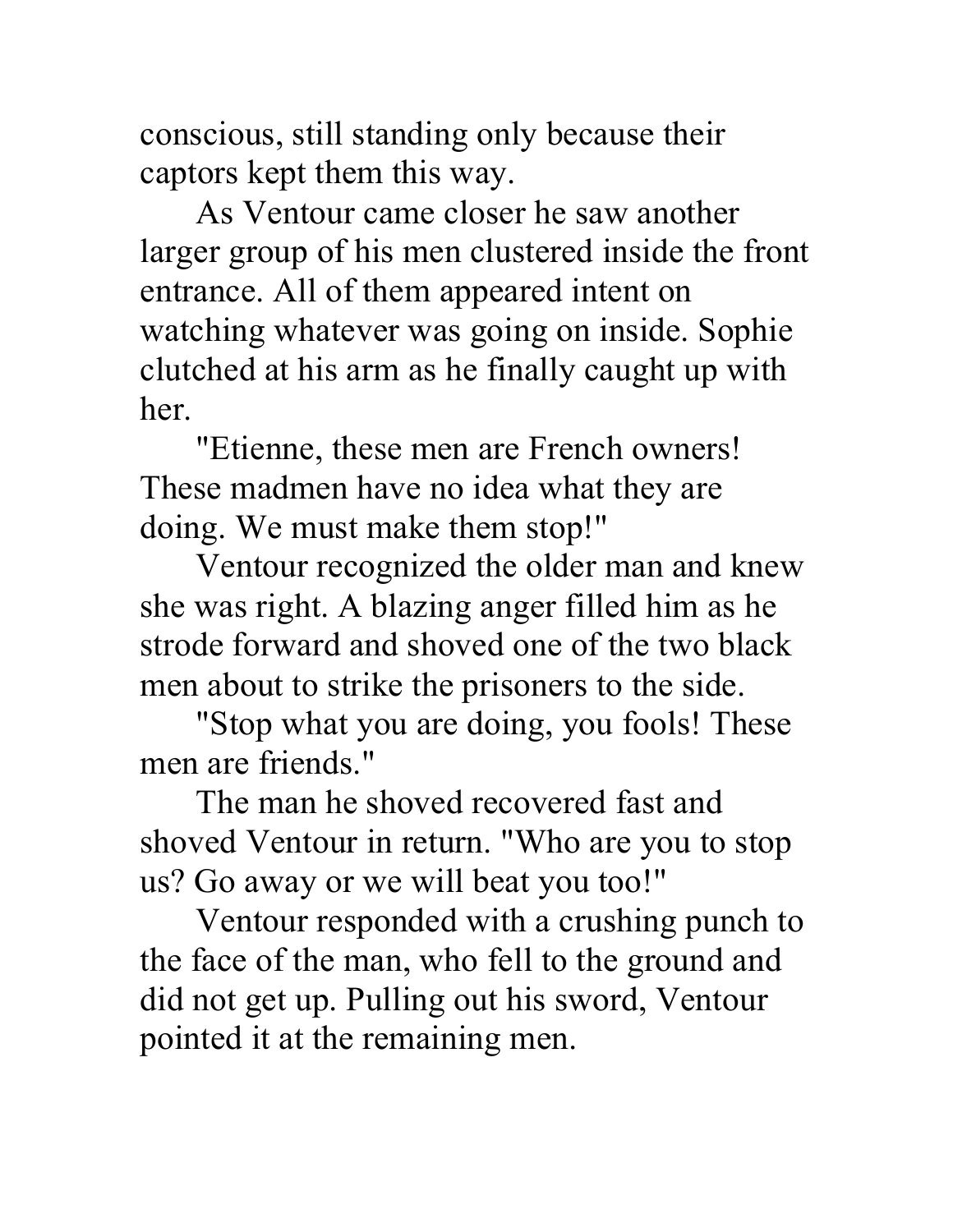conscious, still standing only because their captors kept them this way.

As Ventour came closer he saw another larger group of his men clustered inside the front entrance. All of them appeared intent on watching whatever was going on inside. Sophie clutched at his arm as he finally caught up with her.

"Etienne, these men are French owners! These madmen have no idea what they are doing. We must make them stop!"

Ventour recognized the older man and knew she was right. A blazing anger filled him as he strode forward and shoved one of the two black men about to strike the prisoners to the side.

"Stop what you are doing, you fools! These men are friends."

The man he shoved recovered fast and shoved Ventour in return. "Who are you to stop us? Go away or we will beat you too!"

Ventour responded with a crushing punch to the face of the man, who fell to the ground and did not get up. Pulling out his sword, Ventour pointed it at the remaining men.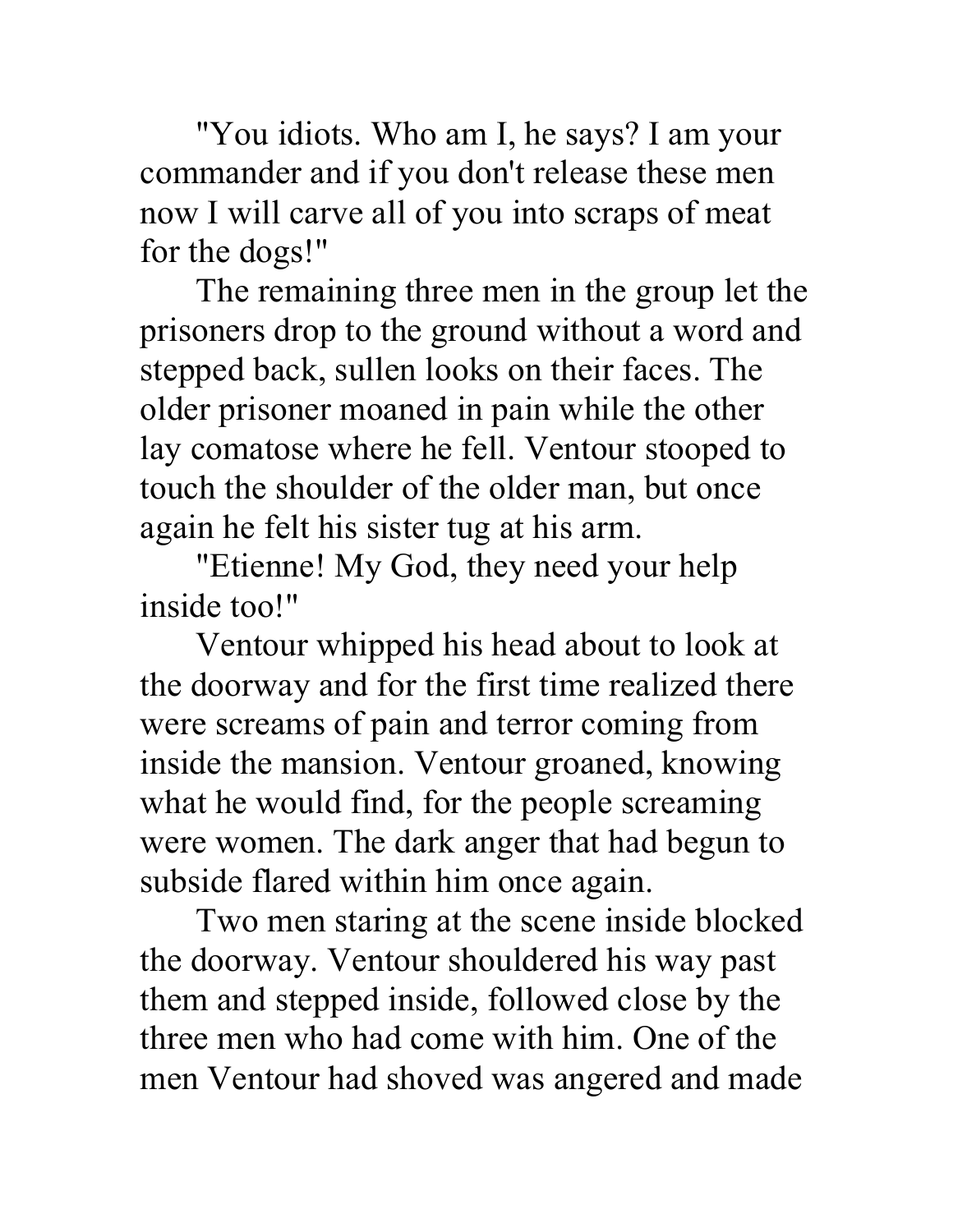"You idiots. Who am I, he says? I am your commander and if you don't release these men now I will carve all of you into scraps of meat for the dogs!"

The remaining three men in the group let the prisoners drop to the ground without a word and stepped back, sullen looks on their faces. The older prisoner moaned in pain while the other lay comatose where he fell. Ventour stooped to touch the shoulder of the older man, but once again he felt his sister tug at his arm.

"Etienne! My God, they need your help inside too!"

Ventour whipped his head about to look at the doorway and for the first time realized there were screams of pain and terror coming from inside the mansion. Ventour groaned, knowing what he would find, for the people screaming were women. The dark anger that had begun to subside flared within him once again.

Two men staring at the scene inside blocked the doorway. Ventour shouldered his way past them and stepped inside, followed close by the three men who had come with him. One of the men Ventour had shoved was angered and made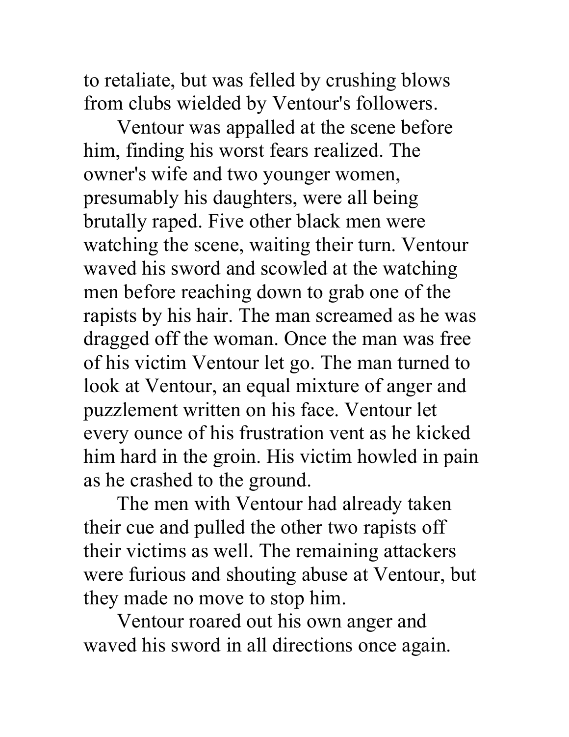to retaliate, but was felled by crushing blows from clubs wielded by Ventour's followers.

Ventour was appalled at the scene before him, finding his worst fears realized. The owner's wife and two younger women, presumably his daughters, were all being brutally raped. Five other black men were watching the scene, waiting their turn. Ventour waved his sword and scowled at the watching men before reaching down to grab one of the rapists by his hair. The man screamed as he was dragged off the woman. Once the man was free of his victim Ventour let go. The man turned to look at Ventour, an equal mixture of anger and puzzlement written on his face. Ventour let every ounce of his frustration vent as he kicked him hard in the groin. His victim howled in pain as he crashed to the ground.

The men with Ventour had already taken their cue and pulled the other two rapists off their victims as well. The remaining attackers were furious and shouting abuse at Ventour, but they made no move to stop him.

Ventour roared out his own anger and waved his sword in all directions once again.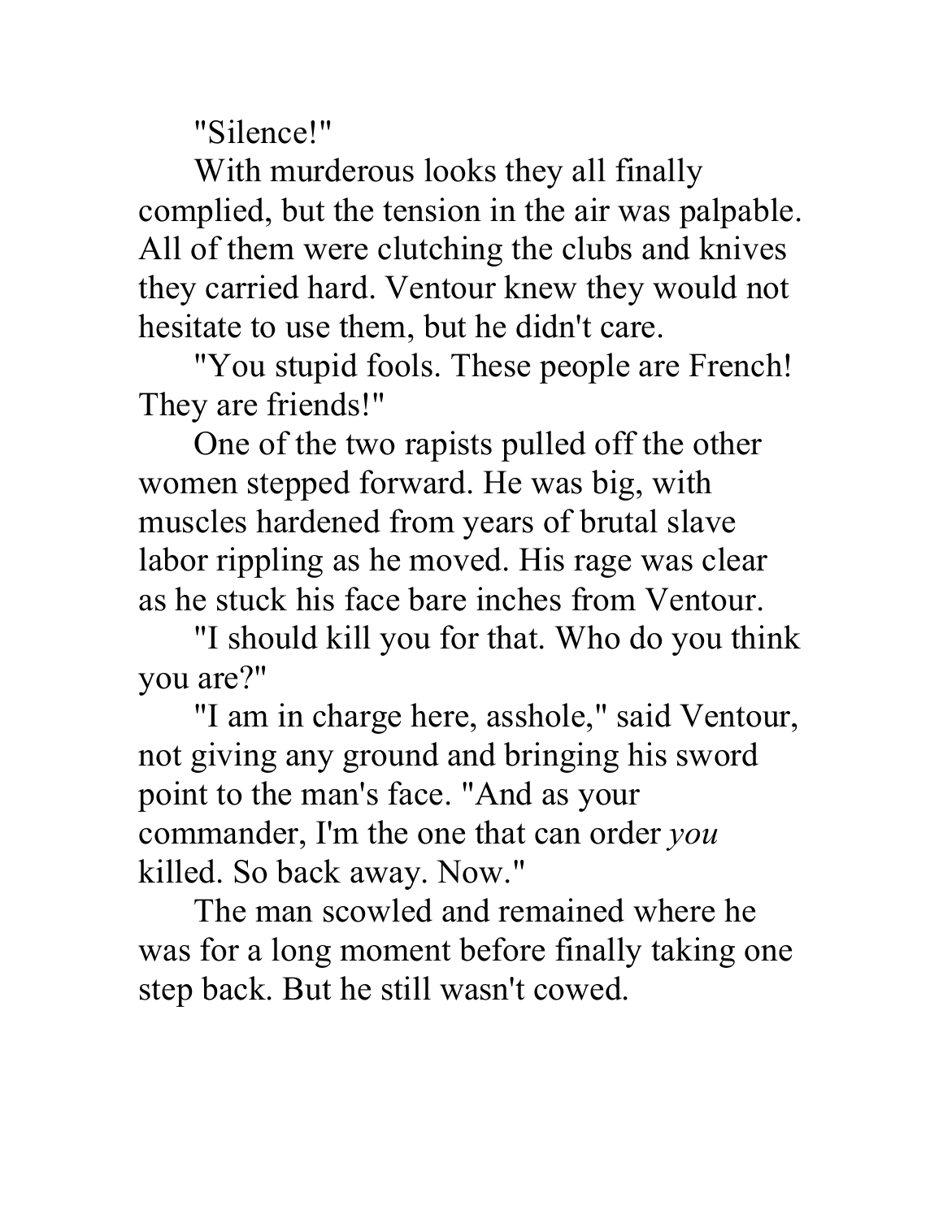"Silence!"

With murderous looks they all finally complied, but the tension in the air was palpable. All of them were clutching the clubs and knives they carried hard. Ventour knew they would not hesitate to use them, but he didn't care.

"You stupid fools. These people are French! They are friends!"

One of the two rapists pulled off the other women stepped forward. He was big, with muscles hardened from years of brutal slave labor rippling as he moved. His rage was clear as he stuck his face bare inches from Ventour.

"I should kill you for that. Who do you think you are?"

"I am in charge here, asshole," said Ventour, not giving any ground and bringing his sword point to the man's face. "And as your commander, I'm the one that can order *you* killed. So back away. Now."

The man scowled and remained where he was for a long moment before finally taking one step back. But he still wasn't cowed.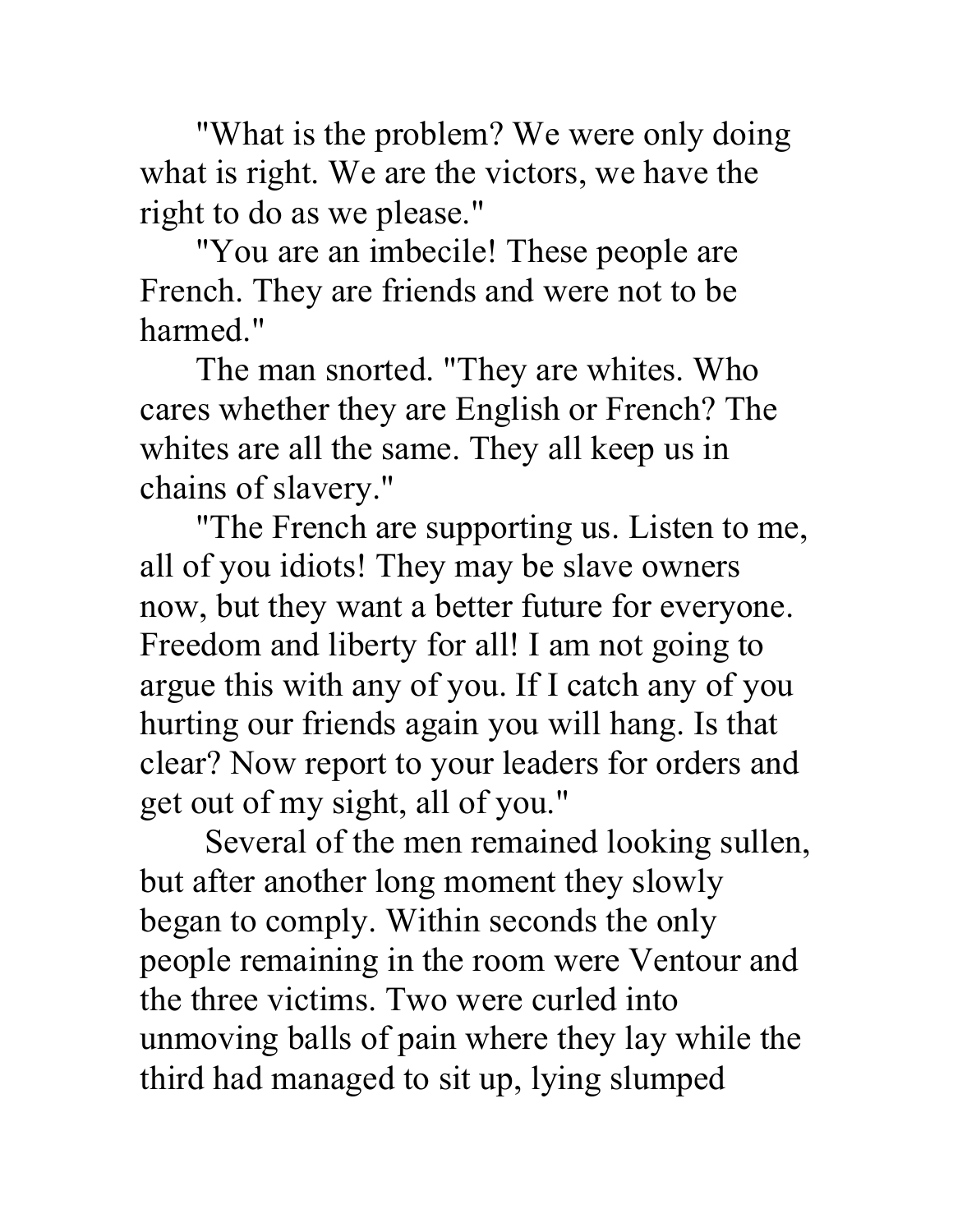"What is the problem? We were only doing what is right. We are the victors, we have the right to do as we please."

"You are an imbecile! These people are French. They are friends and were not to be harmed."

The man snorted. "They are whites. Who cares whether they are English or French? The whites are all the same. They all keep us in chains of slavery."

"The French are supporting us. Listen to me, all of you idiots! They may be slave owners now, but they want a better future for everyone. Freedom and liberty for all! I am not going to argue this with any of you. If I catch any of you hurting our friends again you will hang. Is that clear? Now report to your leaders for orders and get out of my sight, all of you."

Several of the men remained looking sullen, but after another long moment they slowly began to comply. Within seconds the only people remaining in the room were Ventour and the three victims. Two were curled into unmoving balls of pain where they lay while the third had managed to sit up, lying slumped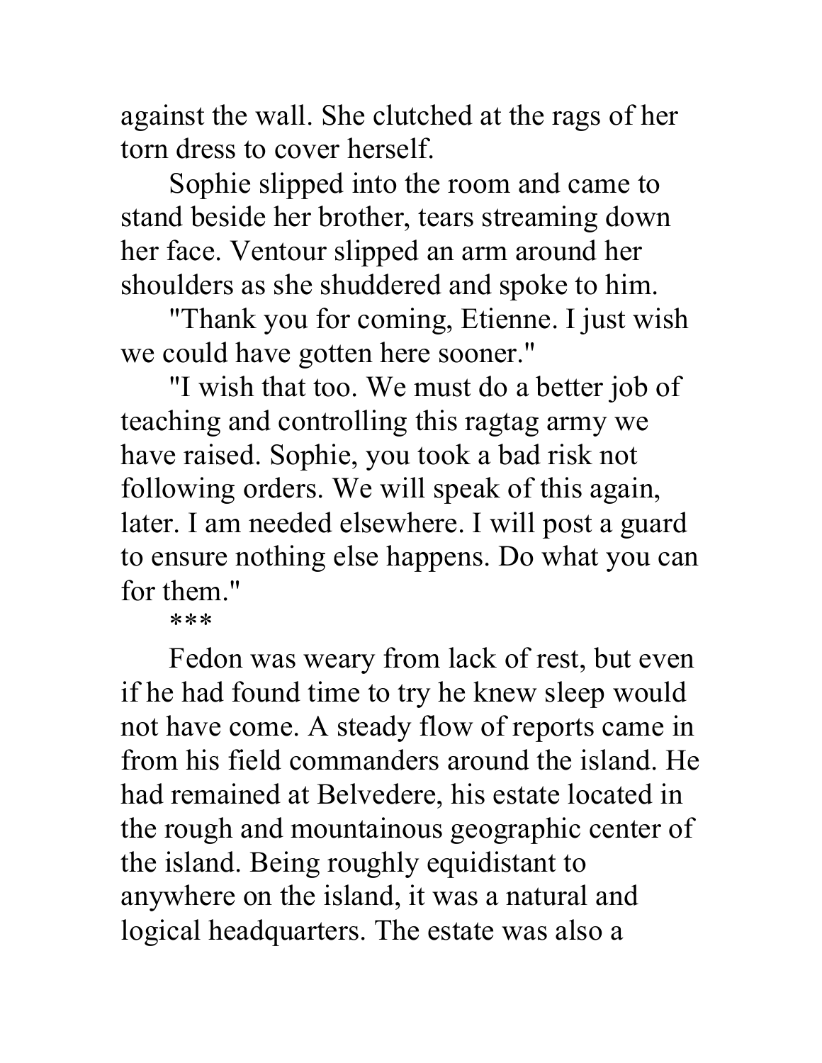against the wall. She clutched at the rags of her torn dress to cover herself.

Sophie slipped into the room and came to stand beside her brother, tears streaming down her face. Ventour slipped an arm around her shoulders as she shuddered and spoke to him.

"Thank you for coming, Etienne. I just wish we could have gotten here sooner."

"I wish that too. We must do a better job of teaching and controlling this ragtag army we have raised. Sophie, you took a bad risk not following orders. We will speak of this again, later. I am needed elsewhere. I will post a guard to ensure nothing else happens. Do what you can for them."

***

Fedon was weary from lack of rest, but even if he had found time to try he knew sleep would not have come. A steady flow of reports came in from his field commanders around the island. He had remained at Belvedere, his estate located in the rough and mountainous geographic center of the island. Being roughly equidistant to anywhere on the island, it was a natural and logical headquarters. The estate was also a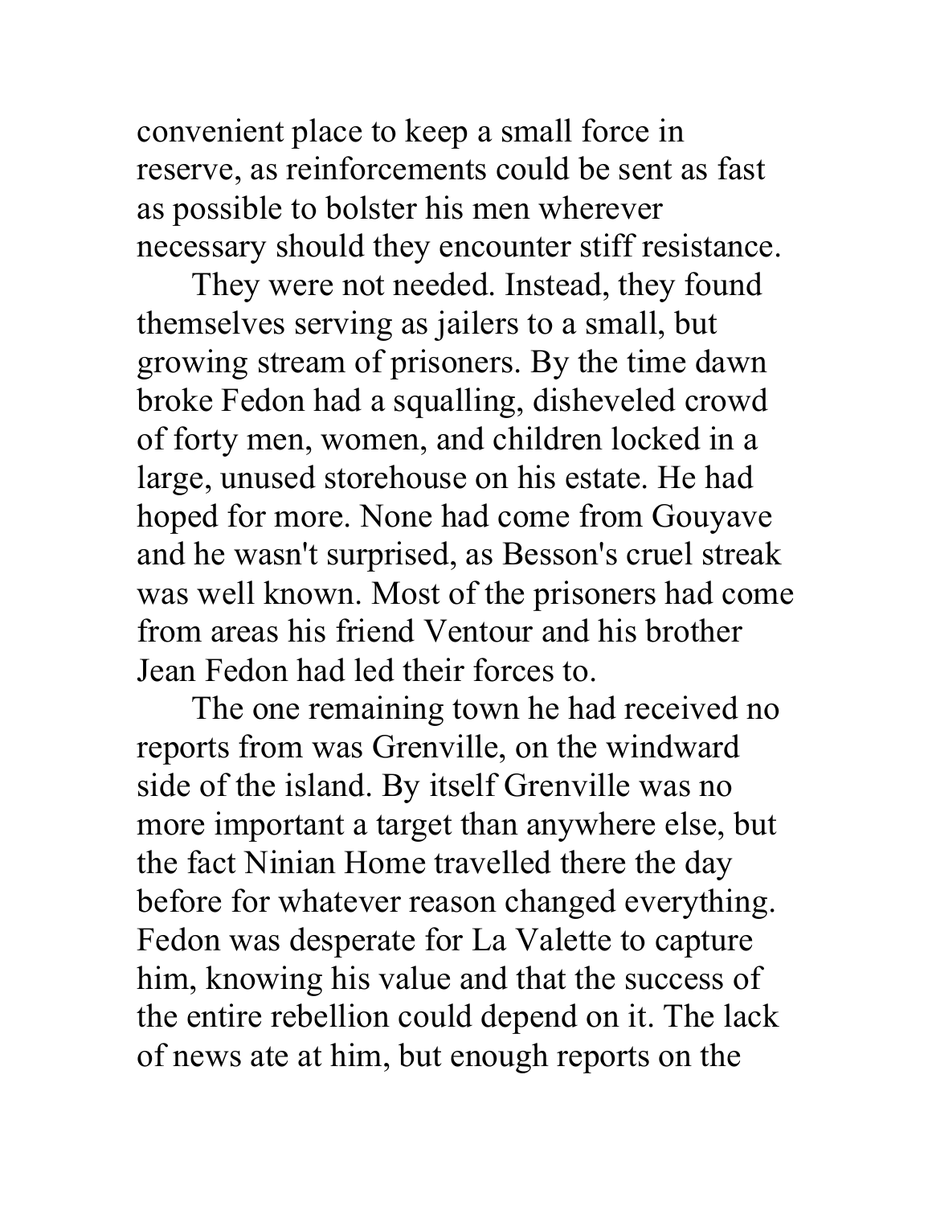convenient place to keep a small force in reserve, as reinforcements could be sent as fast as possible to bolster his men wherever necessary should they encounter stiff resistance.

They were not needed. Instead, they found themselves serving as jailers to a small, but growing stream of prisoners. By the time dawn broke Fedon had a squalling, disheveled crowd of forty men, women, and children locked in a large, unused storehouse on his estate. He had hoped for more. None had come from Gouyave and he wasn't surprised, as Besson's cruel streak was well known. Most of the prisoners had come from areas his friend Ventour and his brother Jean Fedon had led their forces to.

The one remaining town he had received no reports from was Grenville, on the windward side of the island. By itself Grenville was no more important a target than anywhere else, but the fact Ninian Home travelled there the day before for whatever reason changed everything. Fedon was desperate for La Valette to capture him, knowing his value and that the success of the entire rebellion could depend on it. The lack of news ate at him, but enough reports on the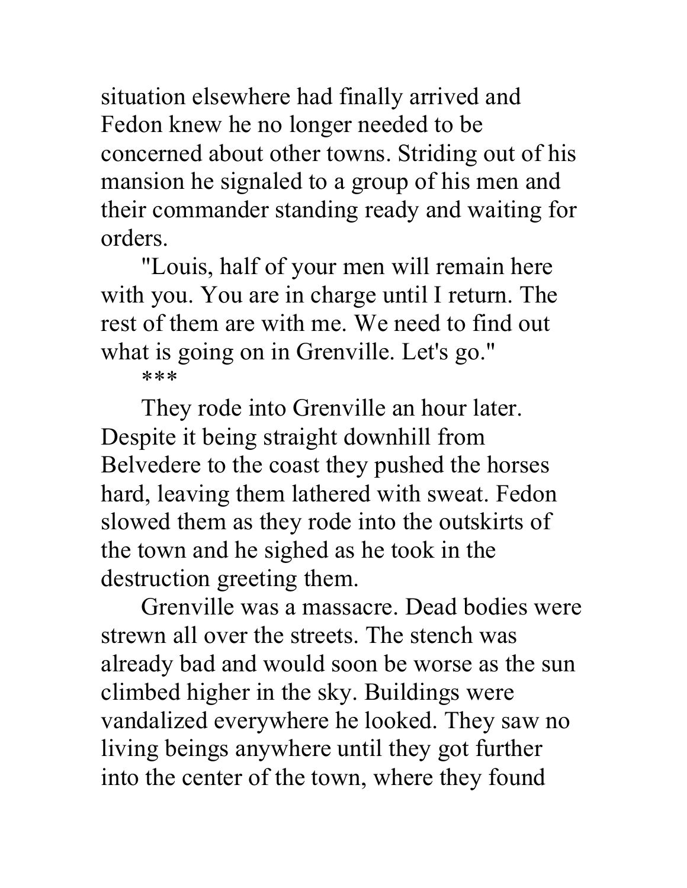situation elsewhere had finally arrived and Fedon knew he no longer needed to be concerned about other towns. Striding out of his mansion he signaled to a group of his men and their commander standing ready and waiting for orders.

"Louis, half of your men will remain here with you. You are in charge until I return. The rest of them are with me. We need to find out what is going on in Grenville. Let's go."

***

They rode into Grenville an hour later. Despite it being straight downhill from Belvedere to the coast they pushed the horses hard, leaving them lathered with sweat. Fedon slowed them as they rode into the outskirts of the town and he sighed as he took in the destruction greeting them.

Grenville was a massacre. Dead bodies were strewn all over the streets. The stench was already bad and would soon be worse as the sun climbed higher in the sky. Buildings were vandalized everywhere he looked. They saw no living beings anywhere until they got further into the center of the town, where they found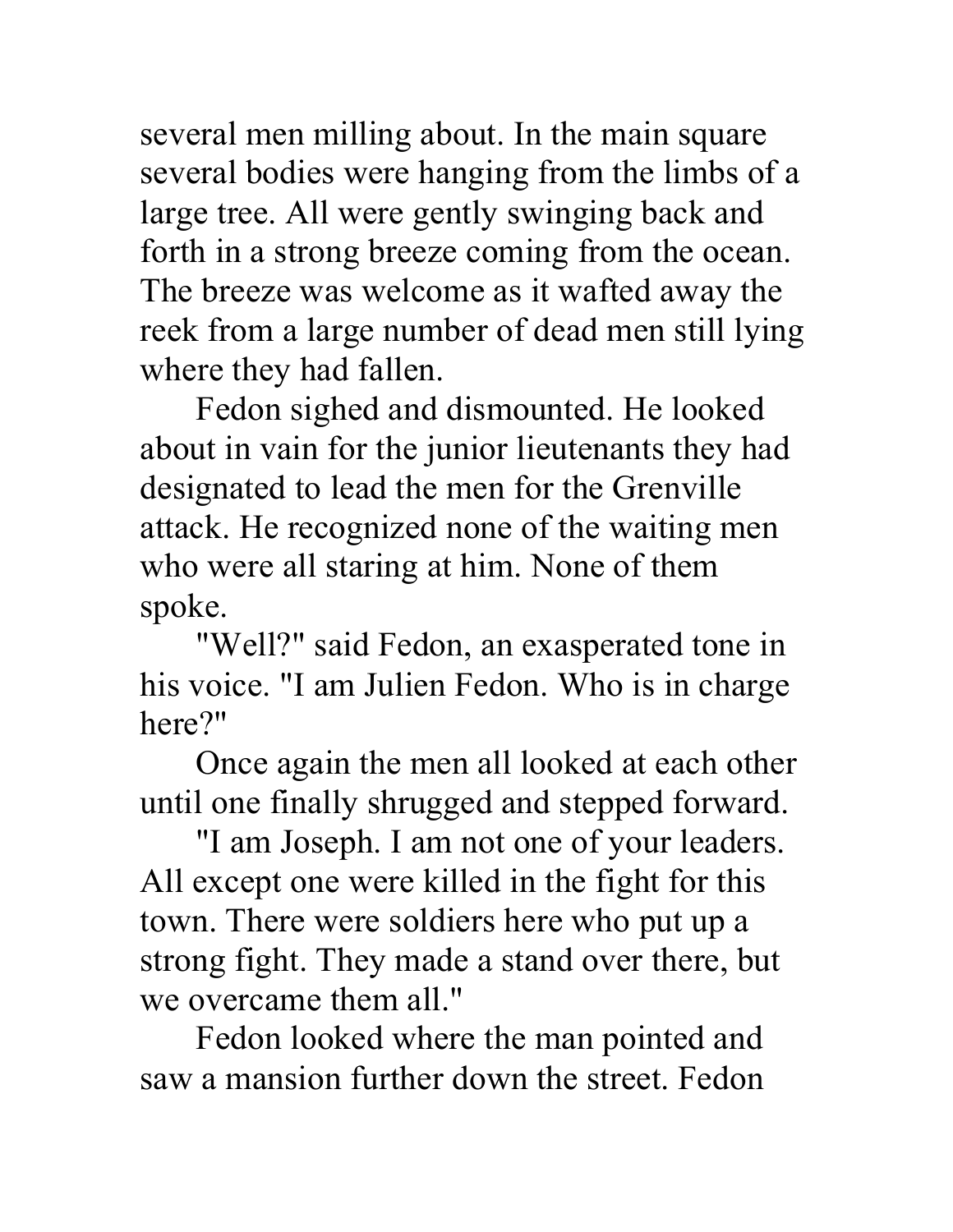several men milling about. In the main square several bodies were hanging from the limbs of a large tree. All were gently swinging back and forth in a strong breeze coming from the ocean. The breeze was welcome as it wafted away the reek from a large number of dead men still lying where they had fallen.

Fedon sighed and dismounted. He looked about in vain for the junior lieutenants they had designated to lead the men for the Grenville attack. He recognized none of the waiting men who were all staring at him. None of them spoke.

"Well?" said Fedon, an exasperated tone in his voice. "I am Julien Fedon. Who is in charge here?"

Once again the men all looked at each other until one finally shrugged and stepped forward.

"I am Joseph. I am not one of your leaders. All except one were killed in the fight for this town. There were soldiers here who put up a strong fight. They made a stand over there, but we overcame them all."

Fedon looked where the man pointed and saw a mansion further down the street. Fedon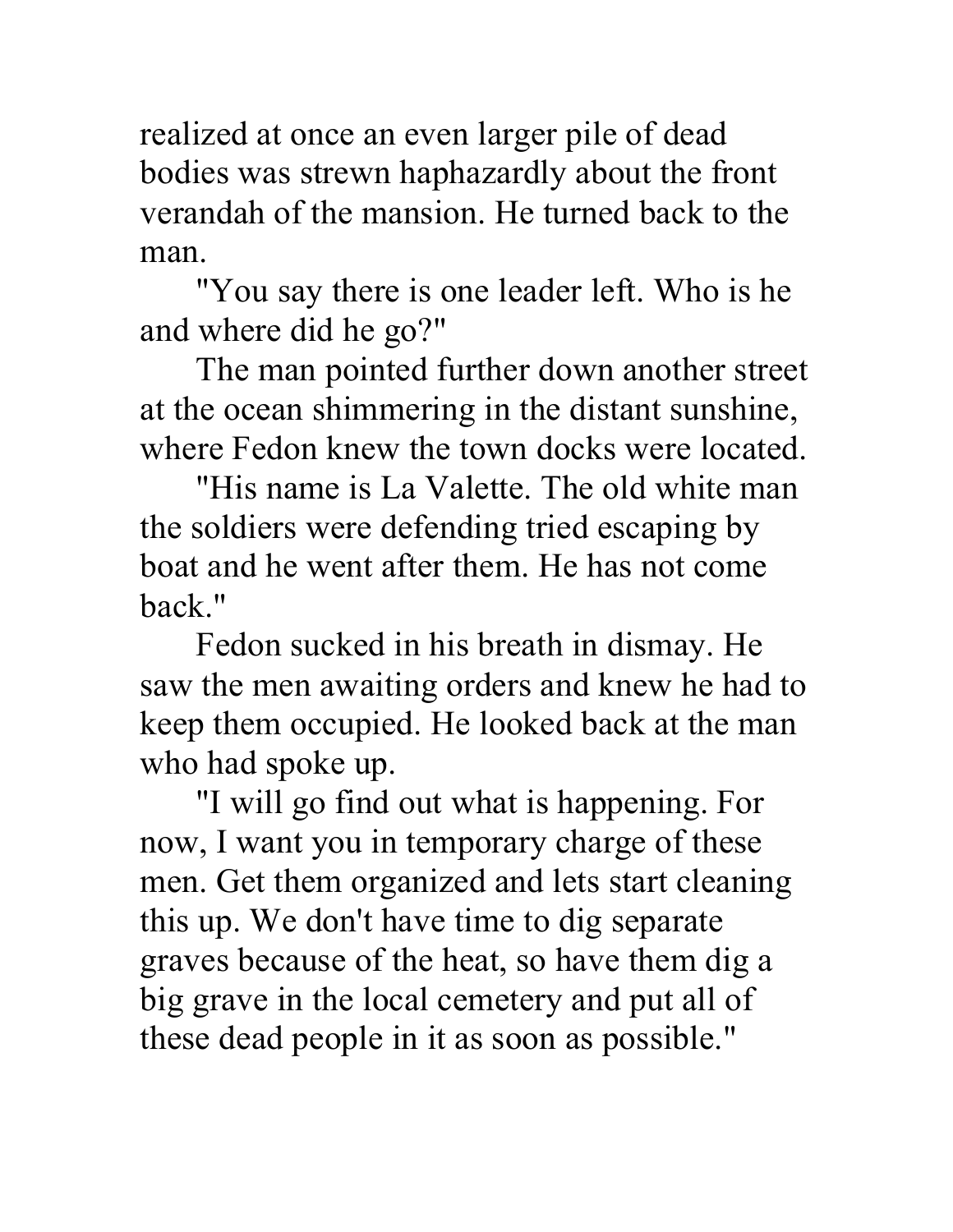realized at once an even larger pile of dead bodies was strewn haphazardly about the front verandah of the mansion. He turned back to the man.

"You say there is one leader left. Who is he and where did he go?"

The man pointed further down another street at the ocean shimmering in the distant sunshine, where Fedon knew the town docks were located.

"His name is La Valette. The old white man the soldiers were defending tried escaping by boat and he went after them. He has not come back."

Fedon sucked in his breath in dismay. He saw the men awaiting orders and knew he had to keep them occupied. He looked back at the man who had spoke up.

"I will go find out what is happening. For now, I want you in temporary charge of these men. Get them organized and lets start cleaning this up. We don't have time to dig separate graves because of the heat, so have them dig a big grave in the local cemetery and put all of these dead people in it as soon as possible."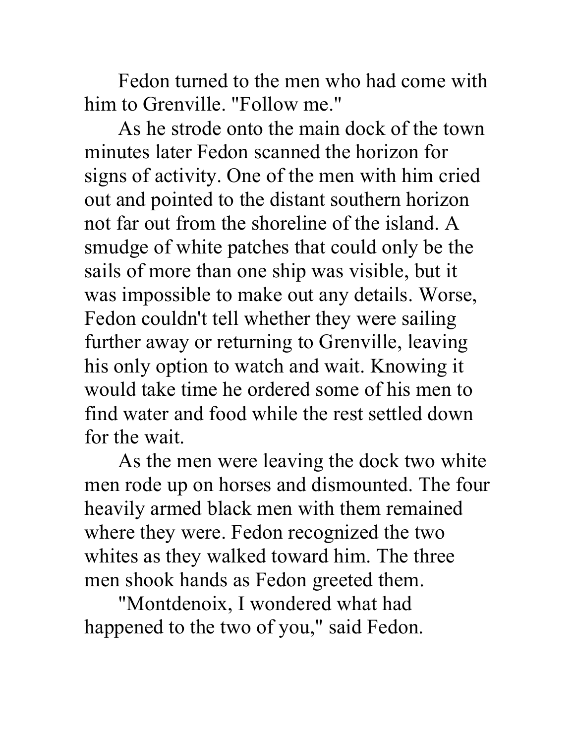Fedon turned to the men who had come with him to Grenville. "Follow me."

As he strode onto the main dock of the town minutes later Fedon scanned the horizon for signs of activity. One of the men with him cried out and pointed to the distant southern horizon not far out from the shoreline of the island. A smudge of white patches that could only be the sails of more than one ship was visible, but it was impossible to make out any details. Worse, Fedon couldn't tell whether they were sailing further away or returning to Grenville, leaving his only option to watch and wait. Knowing it would take time he ordered some of his men to find water and food while the rest settled down for the wait.

As the men were leaving the dock two white men rode up on horses and dismounted. The four heavily armed black men with them remained where they were. Fedon recognized the two whites as they walked toward him. The three men shook hands as Fedon greeted them.

"Montdenoix, I wondered what had happened to the two of you," said Fedon.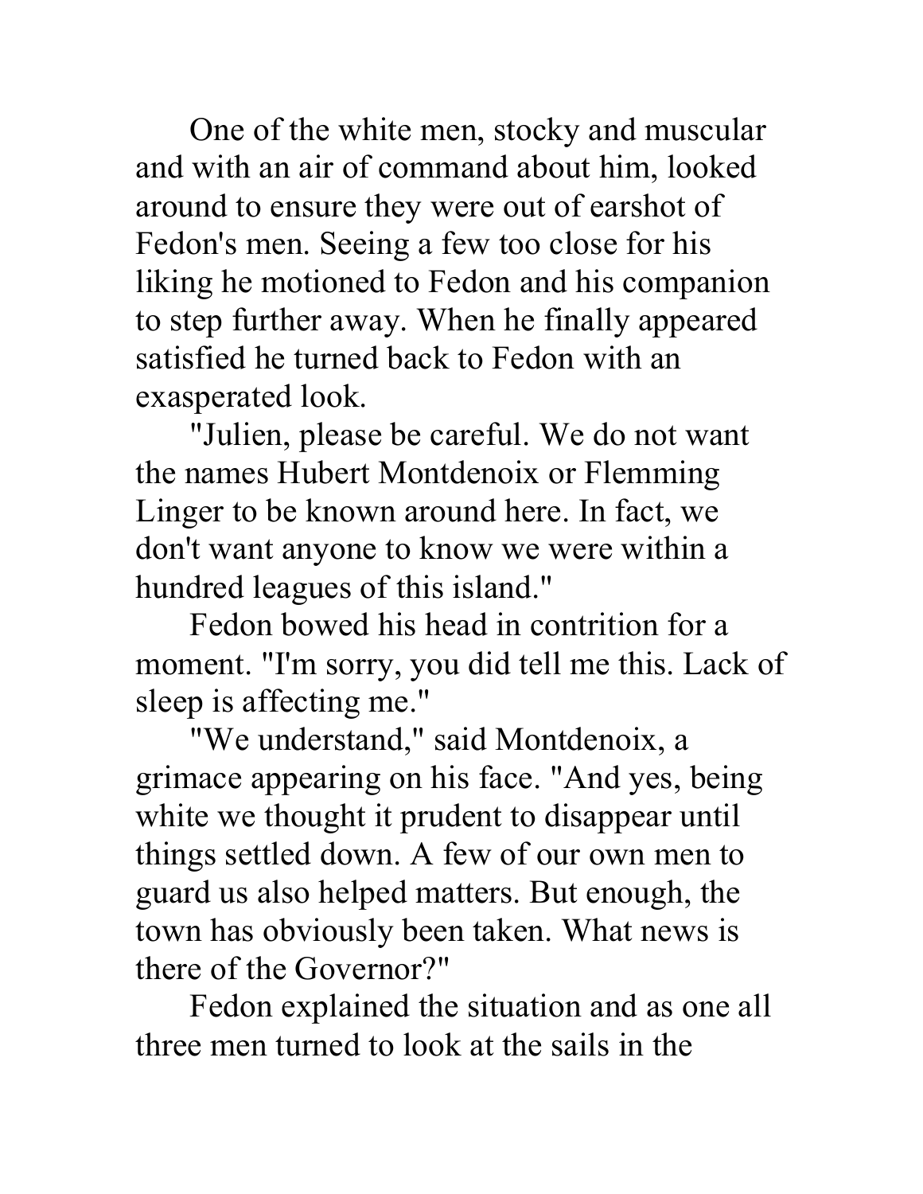One of the white men, stocky and muscular and with an air of command about him, looked around to ensure they were out of earshot of Fedon's men. Seeing a few too close for his liking he motioned to Fedon and his companion to step further away. When he finally appeared satisfied he turned back to Fedon with an exasperated look.

"Julien, please be careful. We do not want the names Hubert Montdenoix or Flemming Linger to be known around here. In fact, we don't want anyone to know we were within a hundred leagues of this island."

Fedon bowed his head in contrition for a moment. "I'm sorry, you did tell me this. Lack of sleep is affecting me."

"We understand," said Montdenoix, a grimace appearing on his face. "And yes, being white we thought it prudent to disappear until things settled down. A few of our own men to guard us also helped matters. But enough, the town has obviously been taken. What news is there of the Governor?"

Fedon explained the situation and as one all three men turned to look at the sails in the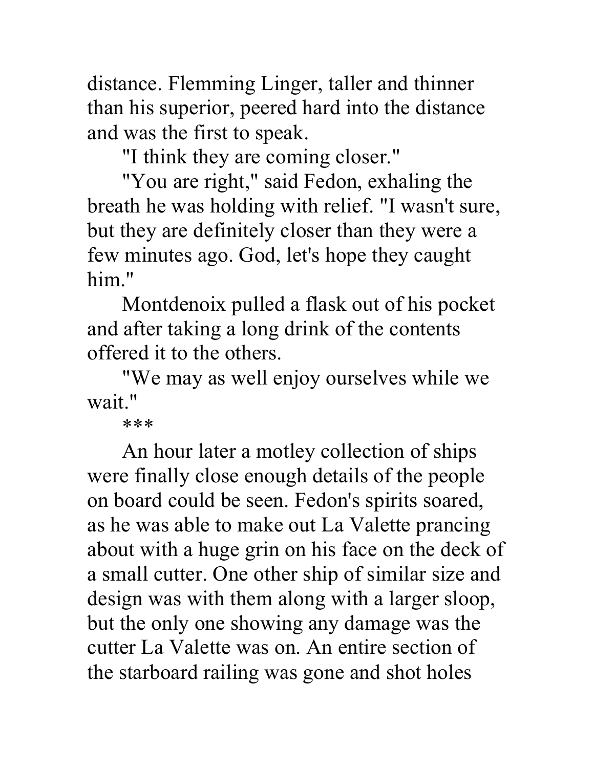distance. Flemming Linger, taller and thinner than his superior, peered hard into the distance and was the first to speak.

"I think they are coming closer."

"You are right," said Fedon, exhaling the breath he was holding with relief. "I wasn't sure, but they are definitely closer than they were a few minutes ago. God, let's hope they caught him."

Montdenoix pulled a flask out of his pocket and after taking a long drink of the contents offered it to the others.

"We may as well enjoy ourselves while we wait."

***

An hour later a motley collection of ships were finally close enough details of the people on board could be seen. Fedon's spirits soared, as he was able to make out La Valette prancing about with a huge grin on his face on the deck of a small cutter. One other ship of similar size and design was with them along with a larger sloop, but the only one showing any damage was the cutter La Valette was on. An entire section of the starboard railing was gone and shot holes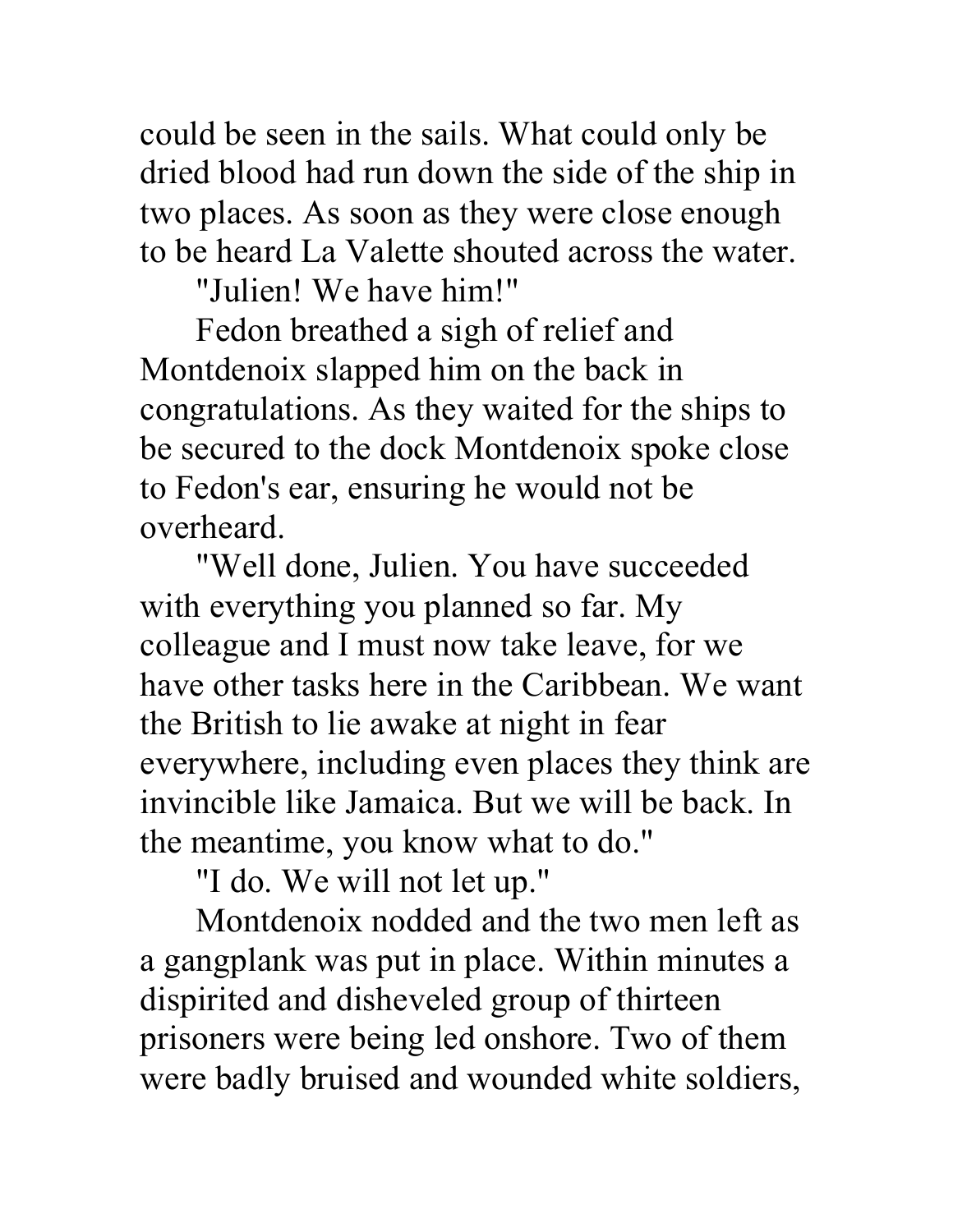could be seen in the sails. What could only be dried blood had run down the side of the ship in two places. As soon as they were close enough to be heard La Valette shouted across the water.

"Julien! We have him!"

Fedon breathed a sigh of relief and Montdenoix slapped him on the back in congratulations. As they waited for the ships to be secured to the dock Montdenoix spoke close to Fedon's ear, ensuring he would not be overheard.

"Well done, Julien. You have succeeded with everything you planned so far. My colleague and I must now take leave, for we have other tasks here in the Caribbean. We want the British to lie awake at night in fear everywhere, including even places they think are invincible like Jamaica. But we will be back. In the meantime, you know what to do."

"I do. We will not let up."

Montdenoix nodded and the two men left as a gangplank was put in place. Within minutes a dispirited and disheveled group of thirteen prisoners were being led onshore. Two of them were badly bruised and wounded white soldiers,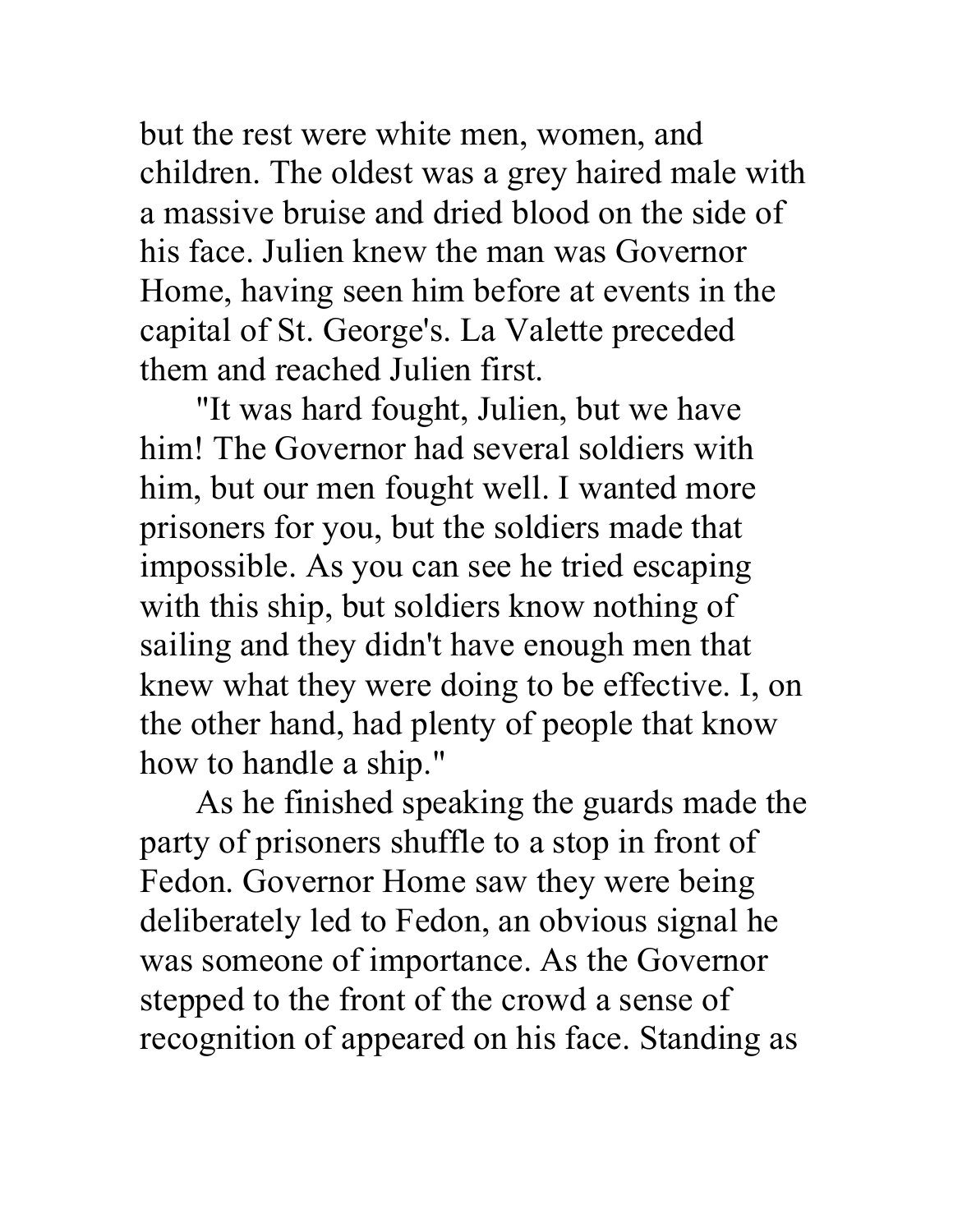but the rest were white men, women, and children. The oldest was a grey haired male with a massive bruise and dried blood on the side of his face. Julien knew the man was Governor Home, having seen him before at events in the capital of St. George's. La Valette preceded them and reached Julien first.

"It was hard fought, Julien, but we have him! The Governor had several soldiers with him, but our men fought well. I wanted more prisoners for you, but the soldiers made that impossible. As you can see he tried escaping with this ship, but soldiers know nothing of sailing and they didn't have enough men that knew what they were doing to be effective. I, on the other hand, had plenty of people that know how to handle a ship."

As he finished speaking the guards made the party of prisoners shuffle to a stop in front of Fedon. Governor Home saw they were being deliberately led to Fedon, an obvious signal he was someone of importance. As the Governor stepped to the front of the crowd a sense of recognition of appeared on his face. Standing as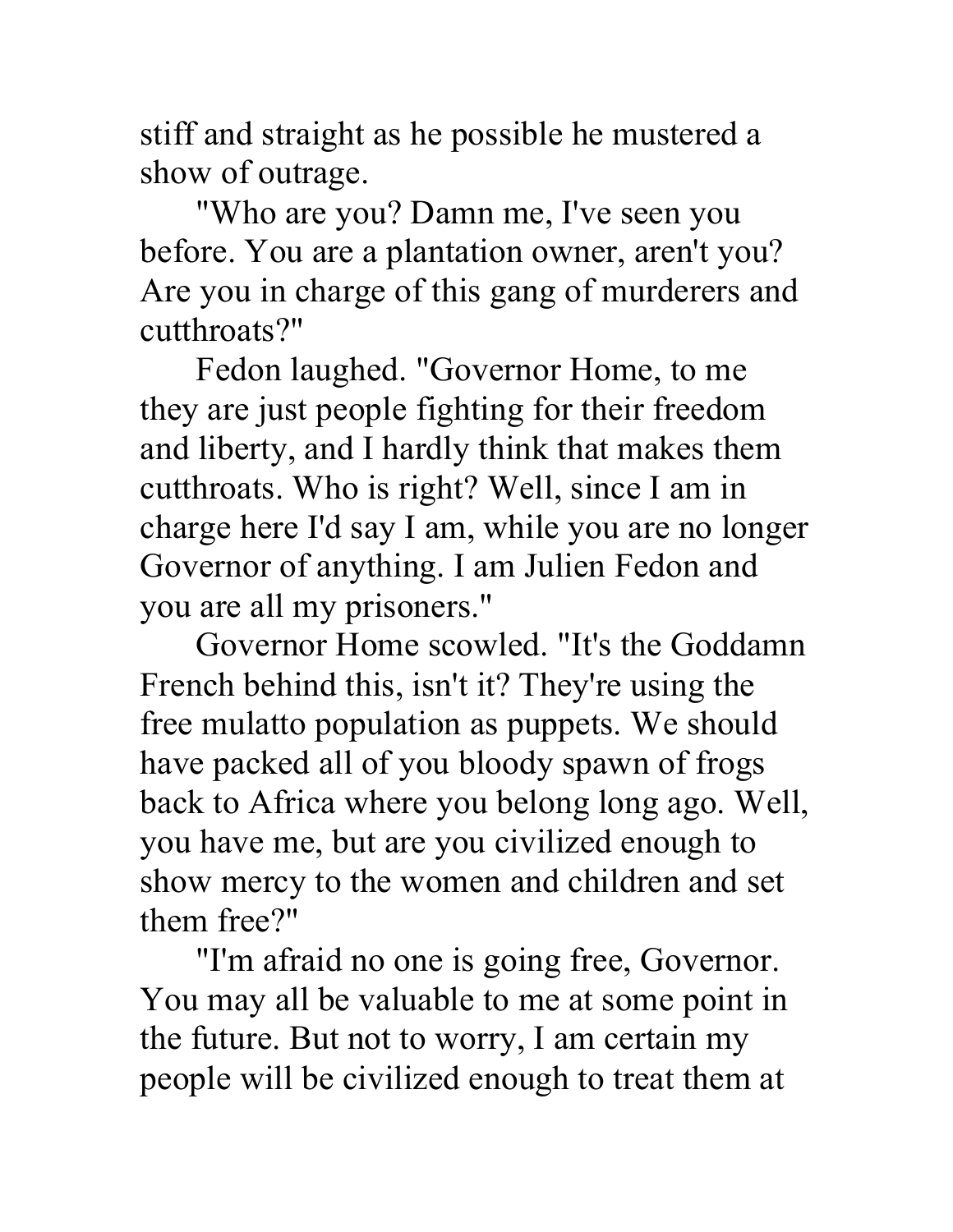stiff and straight as he possible he mustered a show of outrage.

"Who are you? Damn me, I've seen you before. You are a plantation owner, aren't you? Are you in charge of this gang of murderers and cutthroats?"

Fedon laughed. "Governor Home, to me they are just people fighting for their freedom and liberty, and I hardly think that makes them cutthroats. Who is right? Well, since I am in charge here I'd say I am, while you are no longer Governor of anything. I am Julien Fedon and you are all my prisoners."

Governor Home scowled. "It's the Goddamn French behind this, isn't it? They're using the free mulatto population as puppets. We should have packed all of you bloody spawn of frogs back to Africa where you belong long ago. Well, you have me, but are you civilized enough to show mercy to the women and children and set them free?"

"I'm afraid no one is going free, Governor. You may all be valuable to me at some point in the future. But not to worry, I am certain my people will be civilized enough to treat them at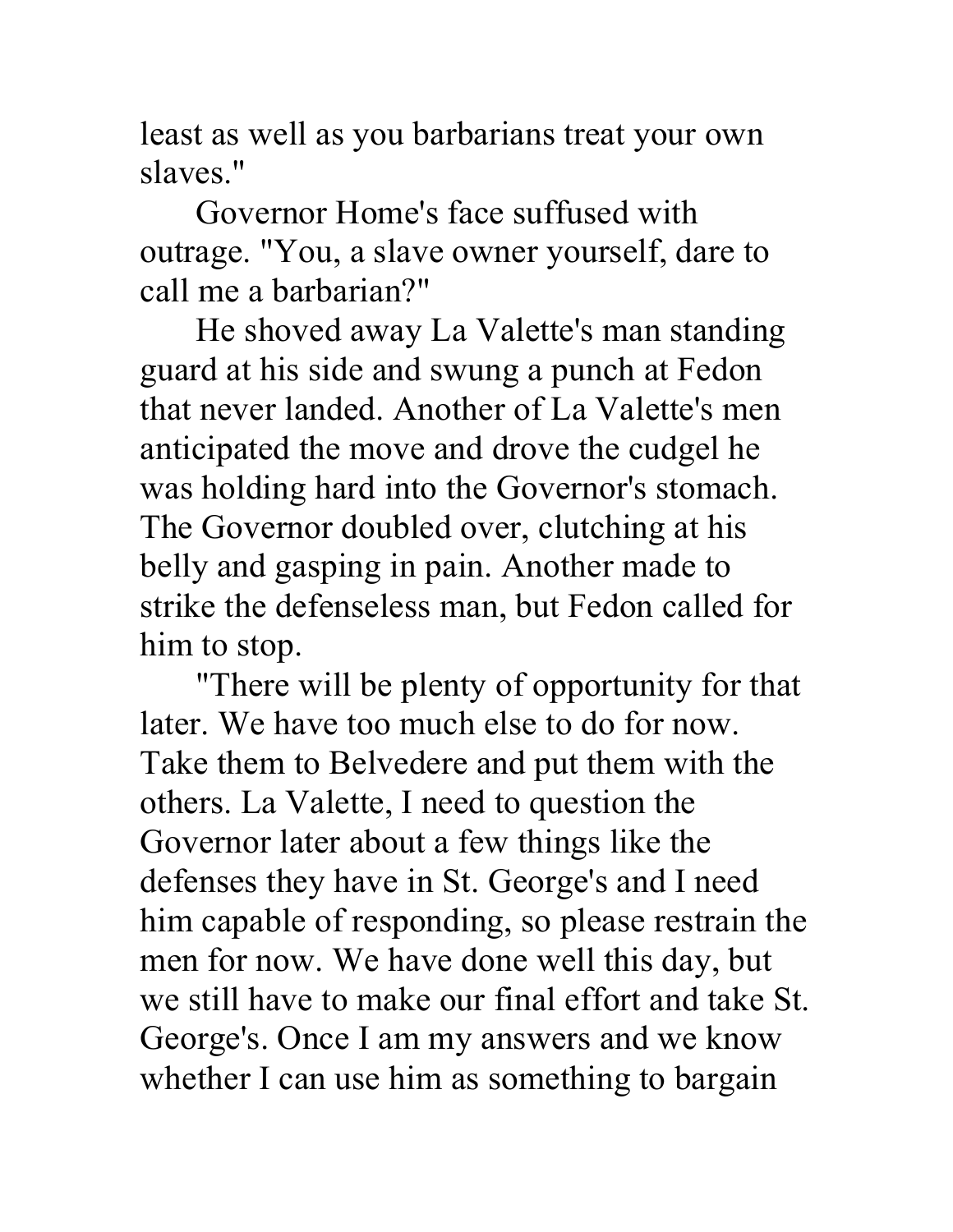least as well as you barbarians treat your own slaves."

Governor Home's face suffused with outrage. "You, a slave owner yourself, dare to call me a barbarian?"

He shoved away La Valette's man standing guard at his side and swung a punch at Fedon that never landed. Another of La Valette's men anticipated the move and drove the cudgel he was holding hard into the Governor's stomach. The Governor doubled over, clutching at his belly and gasping in pain. Another made to strike the defenseless man, but Fedon called for him to stop.

"There will be plenty of opportunity for that later. We have too much else to do for now. Take them to Belvedere and put them with the others. La Valette, I need to question the Governor later about a few things like the defenses they have in St. George's and I need him capable of responding, so please restrain the men for now. We have done well this day, but we still have to make our final effort and take St. George's. Once I am my answers and we know whether I can use him as something to bargain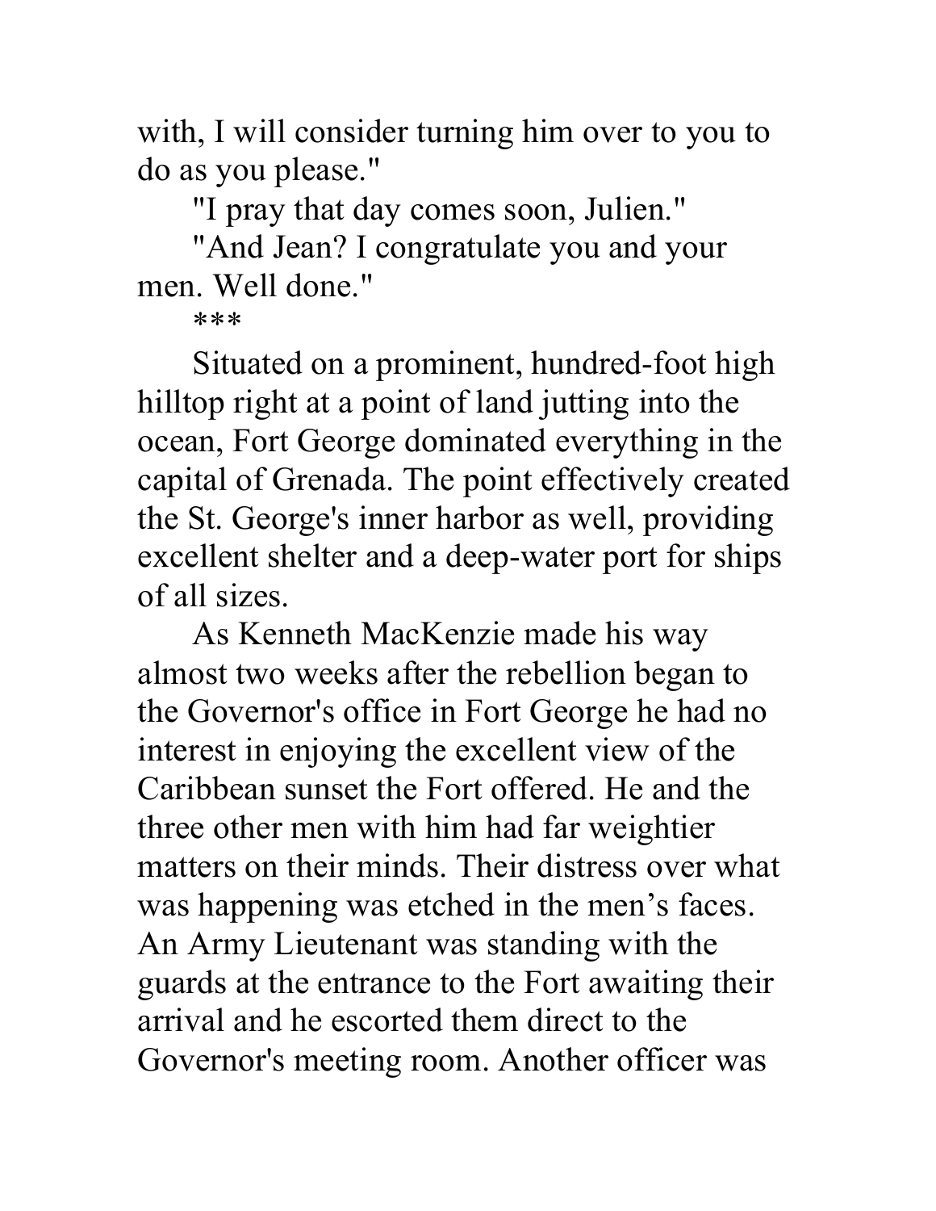with, I will consider turning him over to you to do as you please."

"I pray that day comes soon, Julien."

"And Jean? I congratulate you and your men. Well done."

***

Situated on a prominent, hundred-foot high hilltop right at a point of land jutting into the ocean, Fort George dominated everything in the capital of Grenada. The point effectively created the St. George's inner harbor as well, providing excellent shelter and a deep-water port for ships of all sizes.

As Kenneth MacKenzie made his way almost two weeks after the rebellion began to the Governor's office in Fort George he had no interest in enjoying the excellent view of the Caribbean sunset the Fort offered. He and the three other men with him had far weightier matters on their minds. Their distress over what was happening was etched in the men's faces. An Army Lieutenant was standing with the guards at the entrance to the Fort awaiting their arrival and he escorted them direct to the Governor's meeting room. Another officer was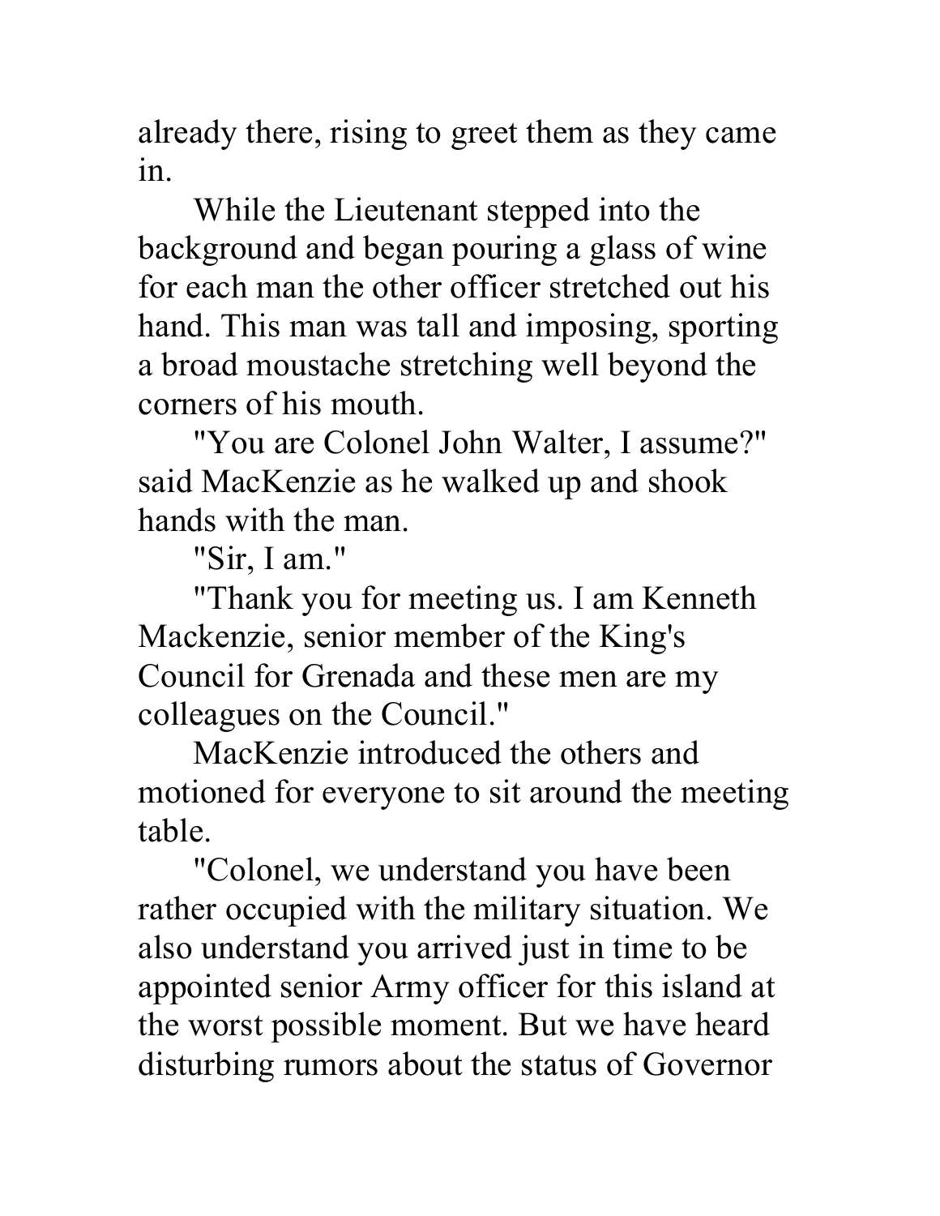already there, rising to greet them as they came in.

While the Lieutenant stepped into the background and began pouring a glass of wine for each man the other officer stretched out his hand. This man was tall and imposing, sporting a broad moustache stretching well beyond the corners of his mouth.

"You are Colonel John Walter, I assume?" said MacKenzie as he walked up and shook hands with the man.

"Sir, I am."

"Thank you for meeting us. I am Kenneth Mackenzie, senior member of the King's Council for Grenada and these men are my colleagues on the Council."

MacKenzie introduced the others and motioned for everyone to sit around the meeting table.

"Colonel, we understand you have been rather occupied with the military situation. We also understand you arrived just in time to be appointed senior Army officer for this island at the worst possible moment. But we have heard disturbing rumors about the status of Governor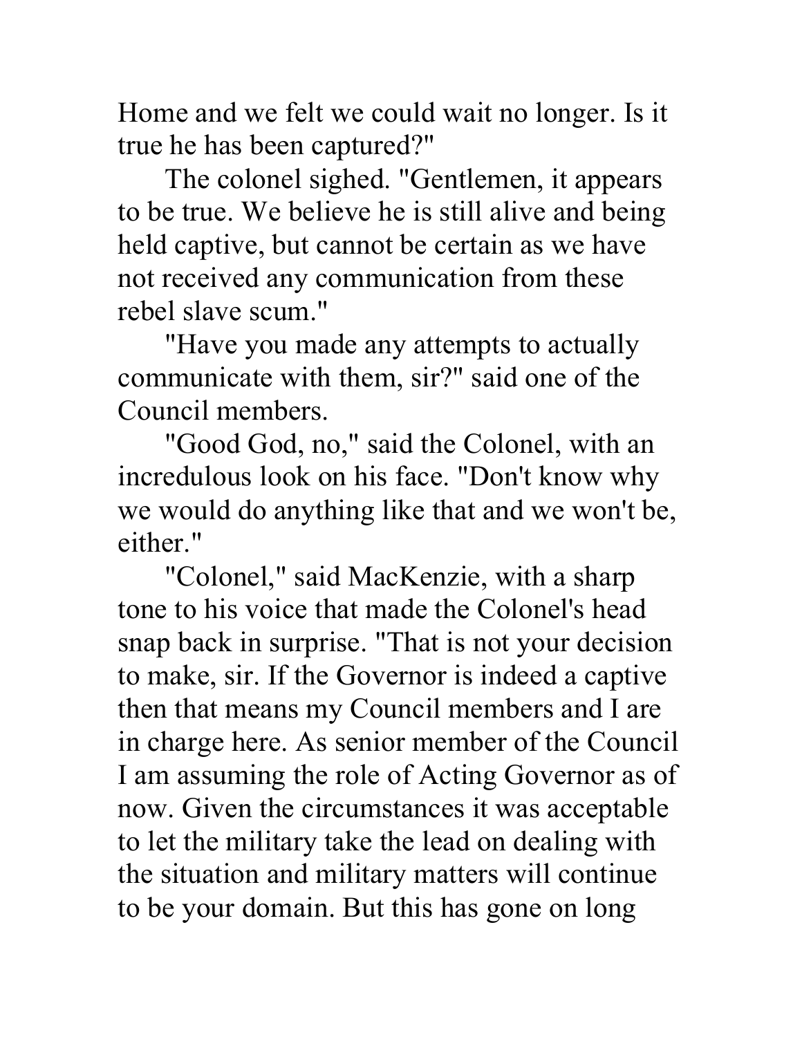Home and we felt we could wait no longer. Is it true he has been captured?"

The colonel sighed. "Gentlemen, it appears to be true. We believe he is still alive and being held captive, but cannot be certain as we have not received any communication from these rebel slave scum."

"Have you made any attempts to actually communicate with them, sir?" said one of the Council members.

"Good God, no," said the Colonel, with an incredulous look on his face. "Don't know why we would do anything like that and we won't be, either."

"Colonel," said MacKenzie, with a sharp tone to his voice that made the Colonel's head snap back in surprise. "That is not your decision to make, sir. If the Governor is indeed a captive then that means my Council members and I are in charge here. As senior member of the Council I am assuming the role of Acting Governor as of now. Given the circumstances it was acceptable to let the military take the lead on dealing with the situation and military matters will continue to be your domain. But this has gone on long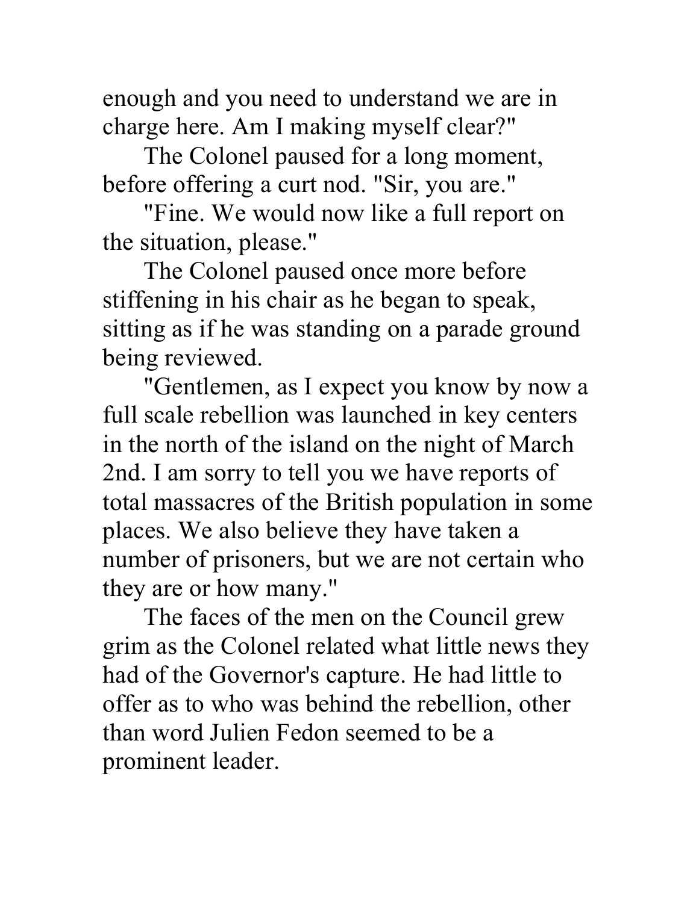enough and you need to understand we are in charge here. Am I making myself clear?"

The Colonel paused for a long moment, before offering a curt nod. "Sir, you are."

"Fine. We would now like a full report on the situation, please."

The Colonel paused once more before stiffening in his chair as he began to speak, sitting as if he was standing on a parade ground being reviewed.

"Gentlemen, as I expect you know by now a full scale rebellion was launched in key centers in the north of the island on the night of March 2nd. I am sorry to tell you we have reports of total massacres of the British population in some places. We also believe they have taken a number of prisoners, but we are not certain who they are or how many."

The faces of the men on the Council grew grim as the Colonel related what little news they had of the Governor's capture. He had little to offer as to who was behind the rebellion, other than word Julien Fedon seemed to be a prominent leader.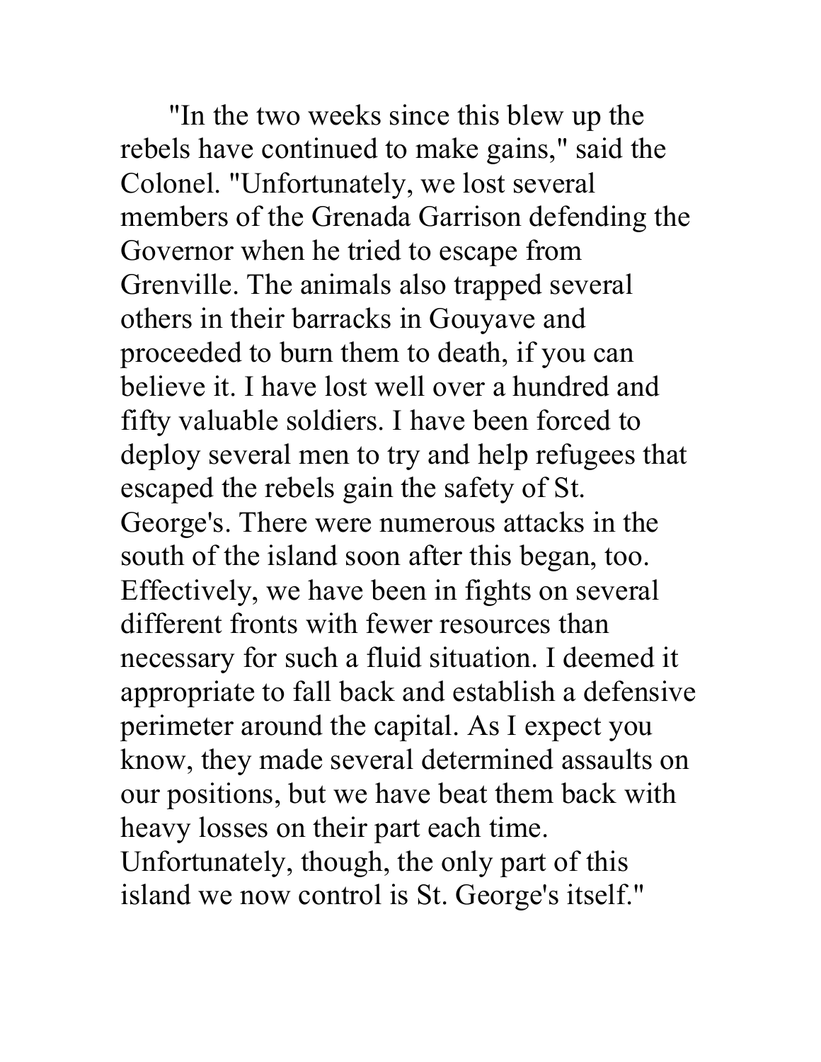"In the two weeks since this blew up the rebels have continued to make gains," said the Colonel. "Unfortunately, we lost several members of the Grenada Garrison defending the Governor when he tried to escape from Grenville. The animals also trapped several others in their barracks in Gouyave and proceeded to burn them to death, if you can believe it. I have lost well over a hundred and fifty valuable soldiers. I have been forced to deploy several men to try and help refugees that escaped the rebels gain the safety of St. George's. There were numerous attacks in the south of the island soon after this began, too. Effectively, we have been in fights on several different fronts with fewer resources than necessary for such a fluid situation. I deemed it appropriate to fall back and establish a defensive perimeter around the capital. As I expect you know, they made several determined assaults on our positions, but we have beat them back with heavy losses on their part each time. Unfortunately, though, the only part of this island we now control is St. George's itself."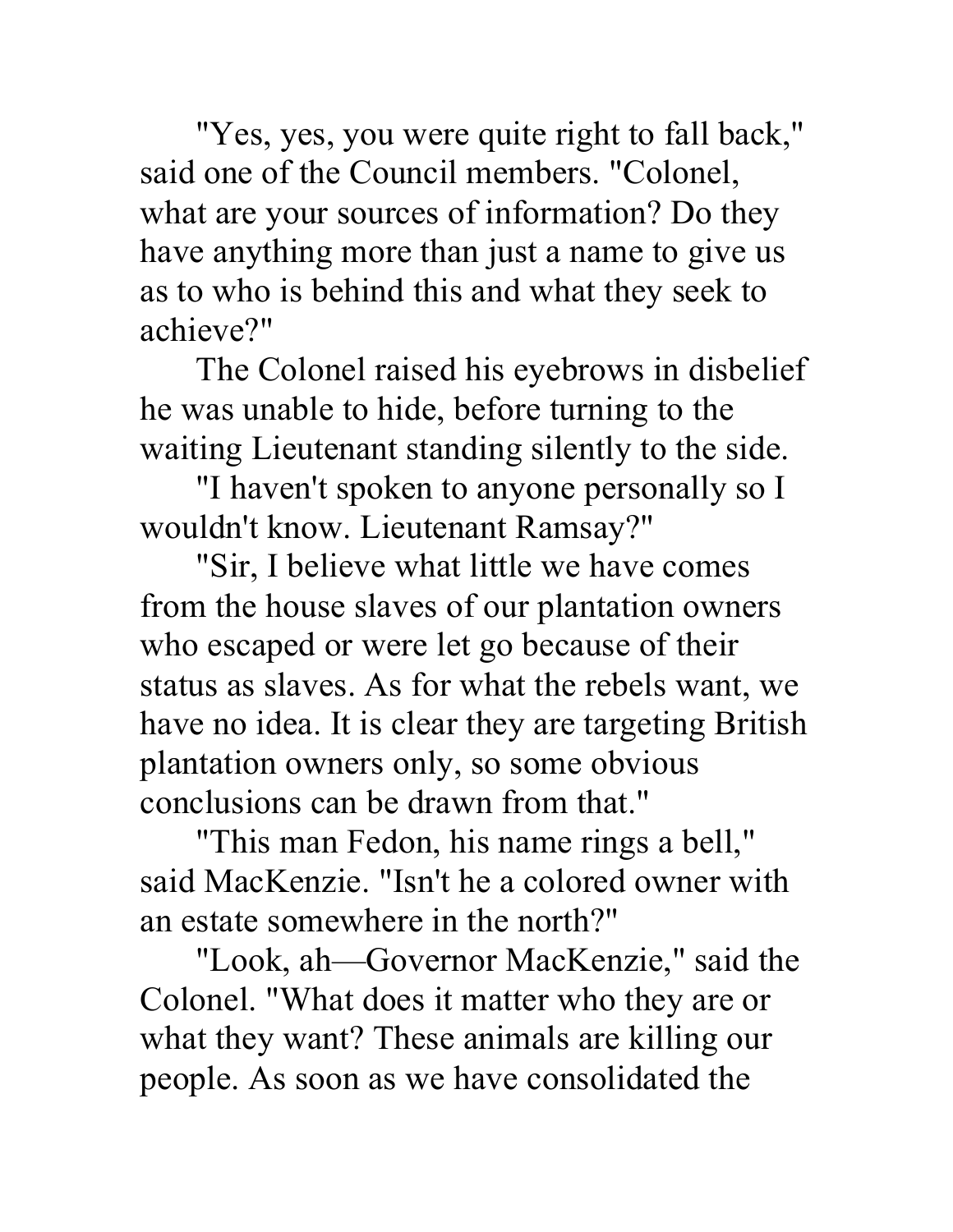"Yes, yes, you were quite right to fall back," said one of the Council members. "Colonel, what are your sources of information? Do they have anything more than just a name to give us as to who is behind this and what they seek to achieve?"

The Colonel raised his eyebrows in disbelief he was unable to hide, before turning to the waiting Lieutenant standing silently to the side.

"I haven't spoken to anyone personally so I wouldn't know. Lieutenant Ramsay?"

"Sir, I believe what little we have comes from the house slaves of our plantation owners who escaped or were let go because of their status as slaves. As for what the rebels want, we have no idea. It is clear they are targeting British plantation owners only, so some obvious conclusions can be drawn from that."

"This man Fedon, his name rings a bell," said MacKenzie. "Isn't he a colored owner with an estate somewhere in the north?"

"Look, ah—Governor MacKenzie," said the Colonel. "What does it matter who they are or what they want? These animals are killing our people. As soon as we have consolidated the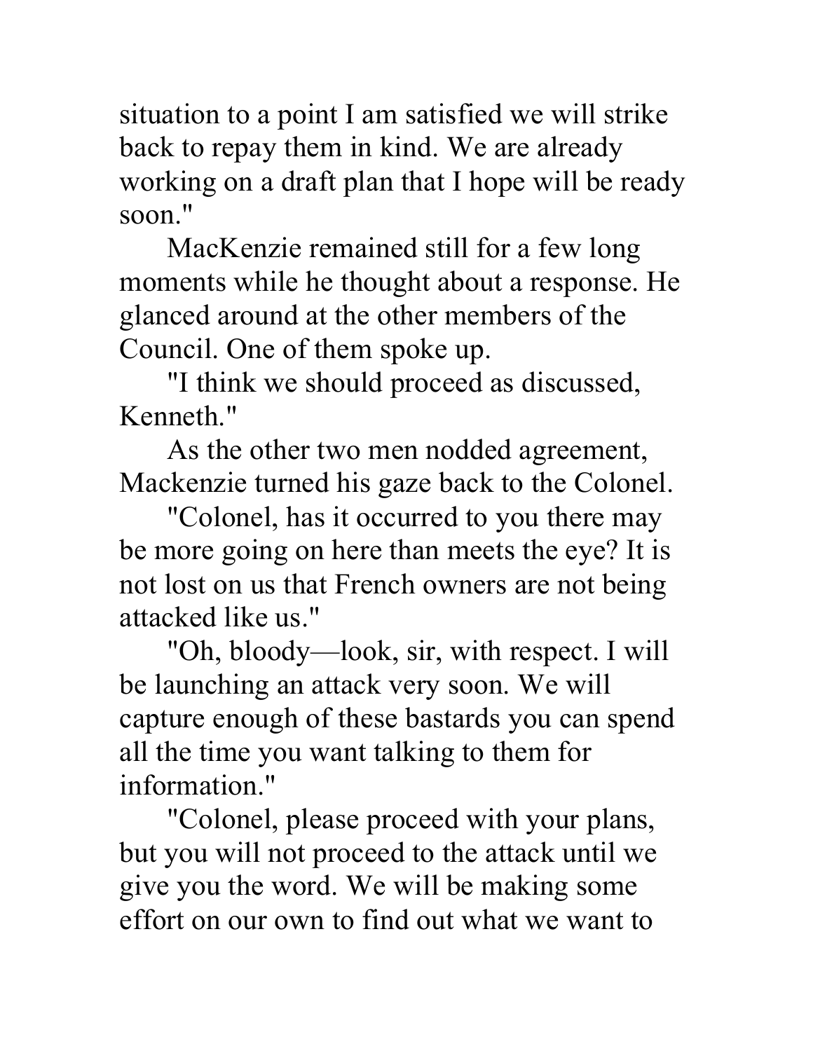situation to a point I am satisfied we will strike back to repay them in kind. We are already working on a draft plan that I hope will be ready soon."

MacKenzie remained still for a few long moments while he thought about a response. He glanced around at the other members of the Council. One of them spoke up.

"I think we should proceed as discussed, Kenneth."

As the other two men nodded agreement, Mackenzie turned his gaze back to the Colonel.

"Colonel, has it occurred to you there may be more going on here than meets the eye? It is not lost on us that French owners are not being attacked like us."

"Oh, bloody—look, sir, with respect. I will be launching an attack very soon. We will capture enough of these bastards you can spend all the time you want talking to them for information."

"Colonel, please proceed with your plans, but you will not proceed to the attack until we give you the word. We will be making some effort on our own to find out what we want to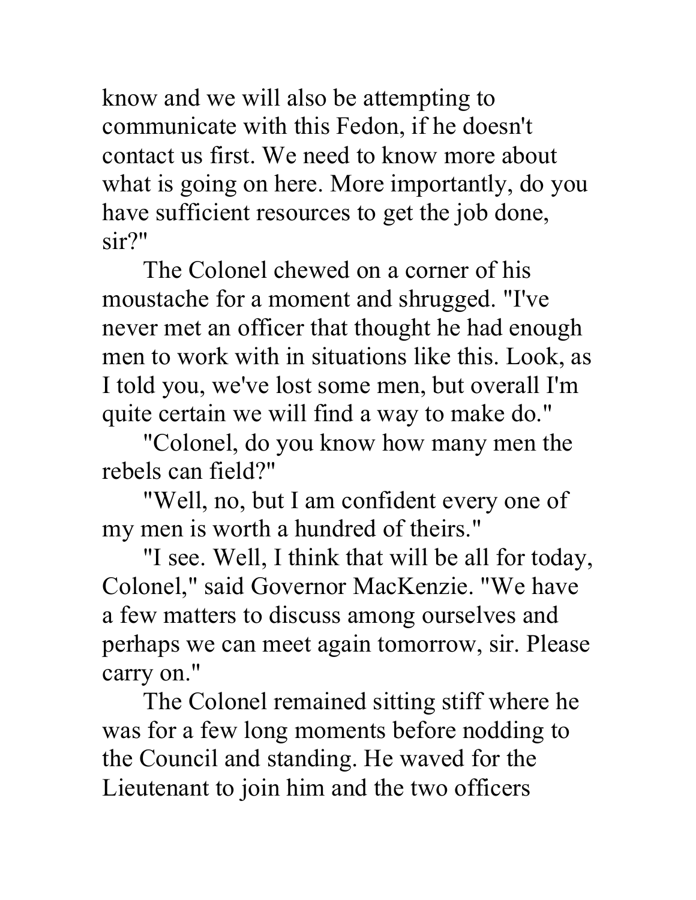know and we will also be attempting to communicate with this Fedon, if he doesn't contact us first. We need to know more about what is going on here. More importantly, do you have sufficient resources to get the job done, sir?"

The Colonel chewed on a corner of his moustache for a moment and shrugged. "I've never met an officer that thought he had enough men to work with in situations like this. Look, as I told you, we've lost some men, but overall I'm quite certain we will find a way to make do."

"Colonel, do you know how many men the rebels can field?"

"Well, no, but I am confident every one of my men is worth a hundred of theirs."

"I see. Well, I think that will be all for today, Colonel," said Governor MacKenzie. "We have a few matters to discuss among ourselves and perhaps we can meet again tomorrow, sir. Please carry on."

The Colonel remained sitting stiff where he was for a few long moments before nodding to the Council and standing. He waved for the Lieutenant to join him and the two officers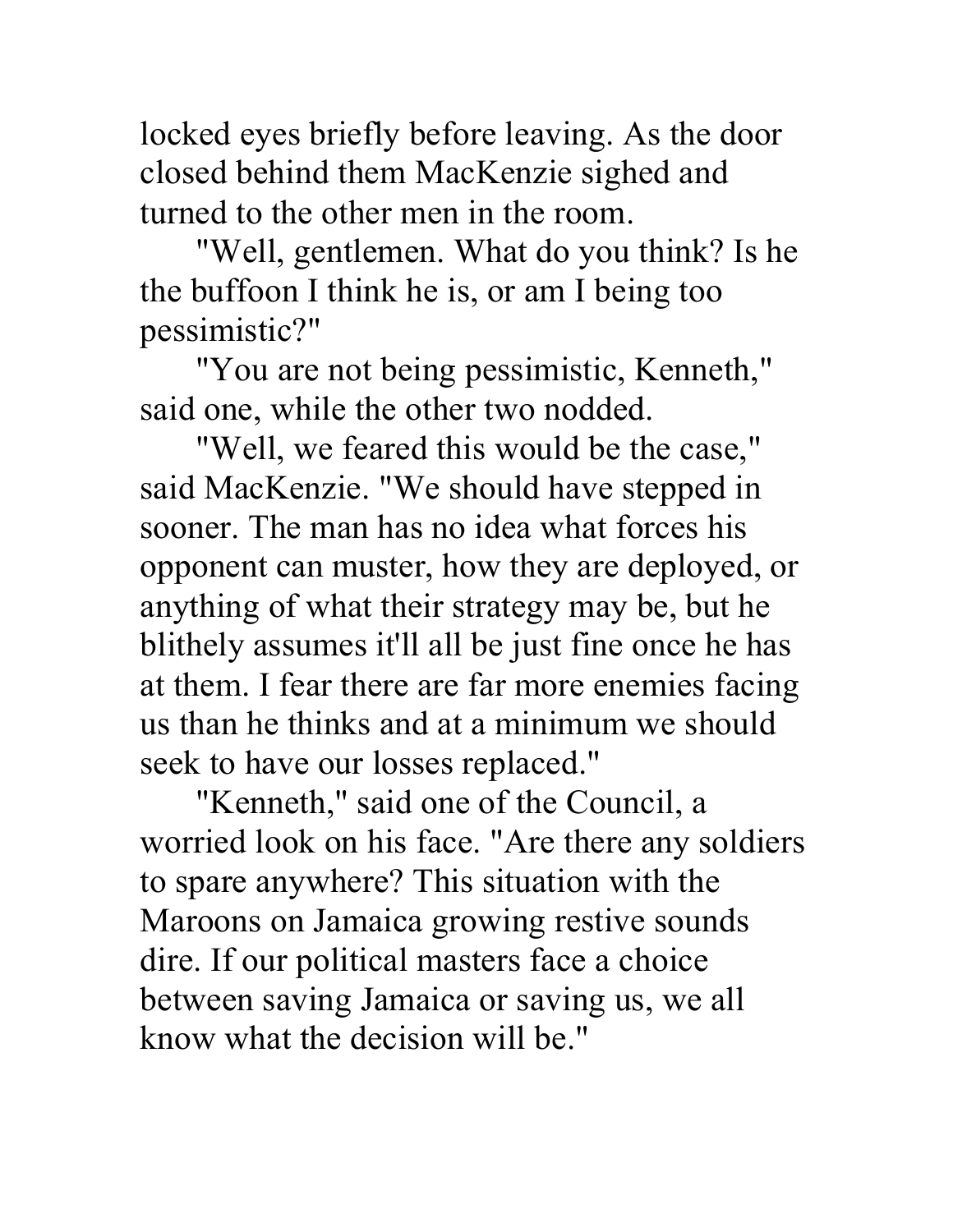locked eyes briefly before leaving. As the door closed behind them MacKenzie sighed and turned to the other men in the room.

"Well, gentlemen. What do you think? Is he the buffoon I think he is, or am I being too pessimistic?"

"You are not being pessimistic, Kenneth," said one, while the other two nodded.

"Well, we feared this would be the case," said MacKenzie. "We should have stepped in sooner. The man has no idea what forces his opponent can muster, how they are deployed, or anything of what their strategy may be, but he blithely assumes it'll all be just fine once he has at them. I fear there are far more enemies facing us than he thinks and at a minimum we should seek to have our losses replaced."

"Kenneth," said one of the Council, a worried look on his face. "Are there any soldiers to spare anywhere? This situation with the Maroons on Jamaica growing restive sounds dire. If our political masters face a choice between saving Jamaica or saving us, we all know what the decision will be."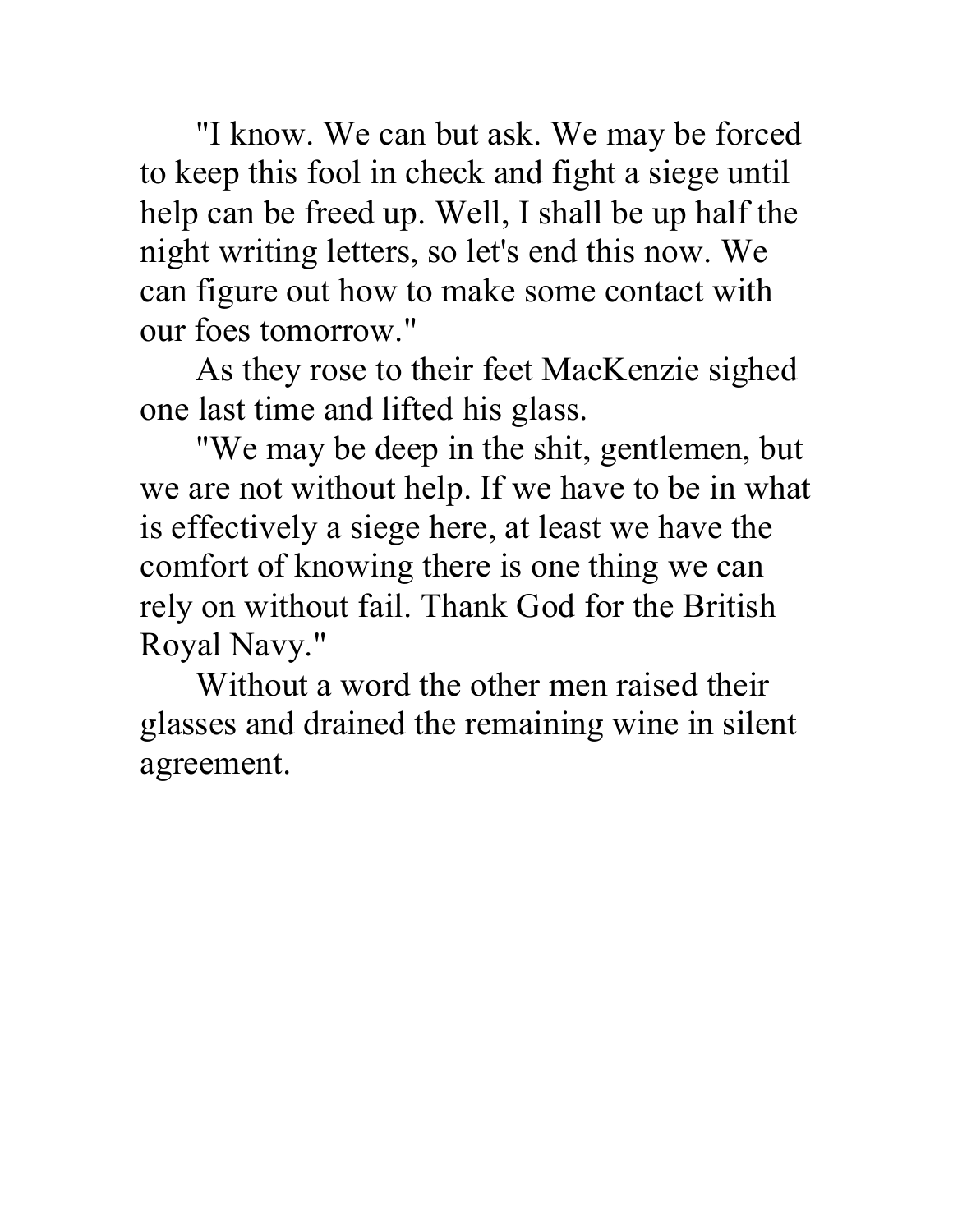"I know. We can but ask. We may be forced to keep this fool in check and fight a siege until help can be freed up. Well, I shall be up half the night writing letters, so let's end this now. We can figure out how to make some contact with our foes tomorrow."

As they rose to their feet MacKenzie sighed one last time and lifted his glass.

"We may be deep in the shit, gentlemen, but we are not without help. If we have to be in what is effectively a siege here, at least we have the comfort of knowing there is one thing we can rely on without fail. Thank God for the British Royal Navy."

Without a word the other men raised their glasses and drained the remaining wine in silent agreement.